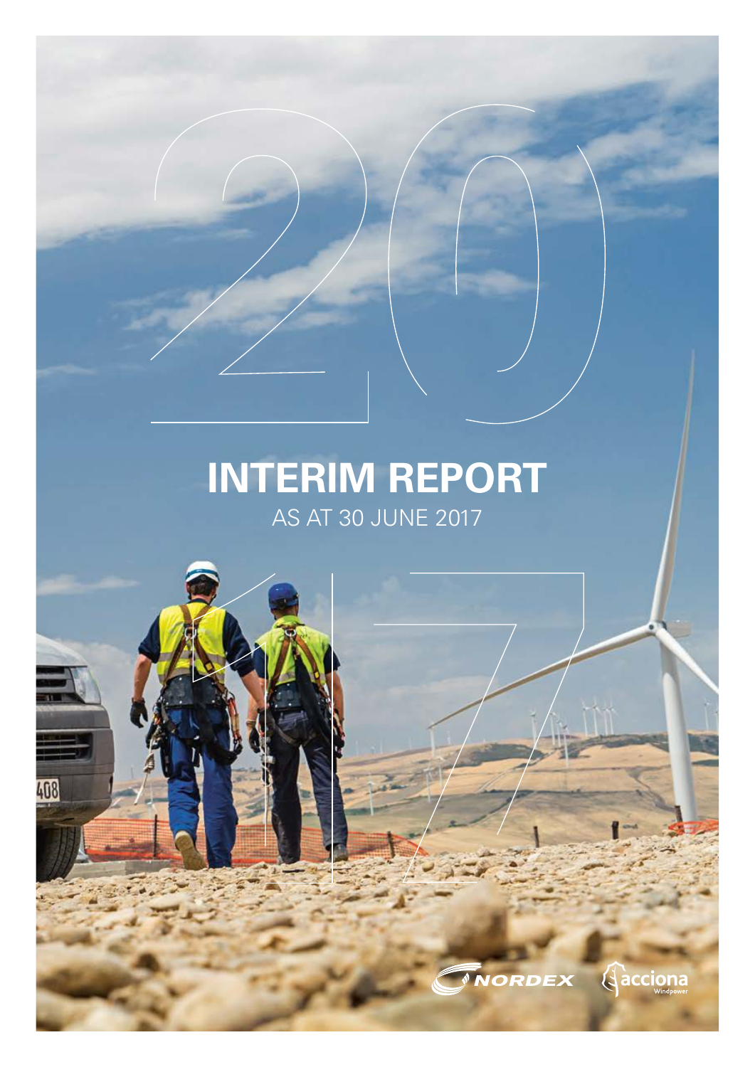# INTERIM REPORT

AS AT 30 JUNE 2017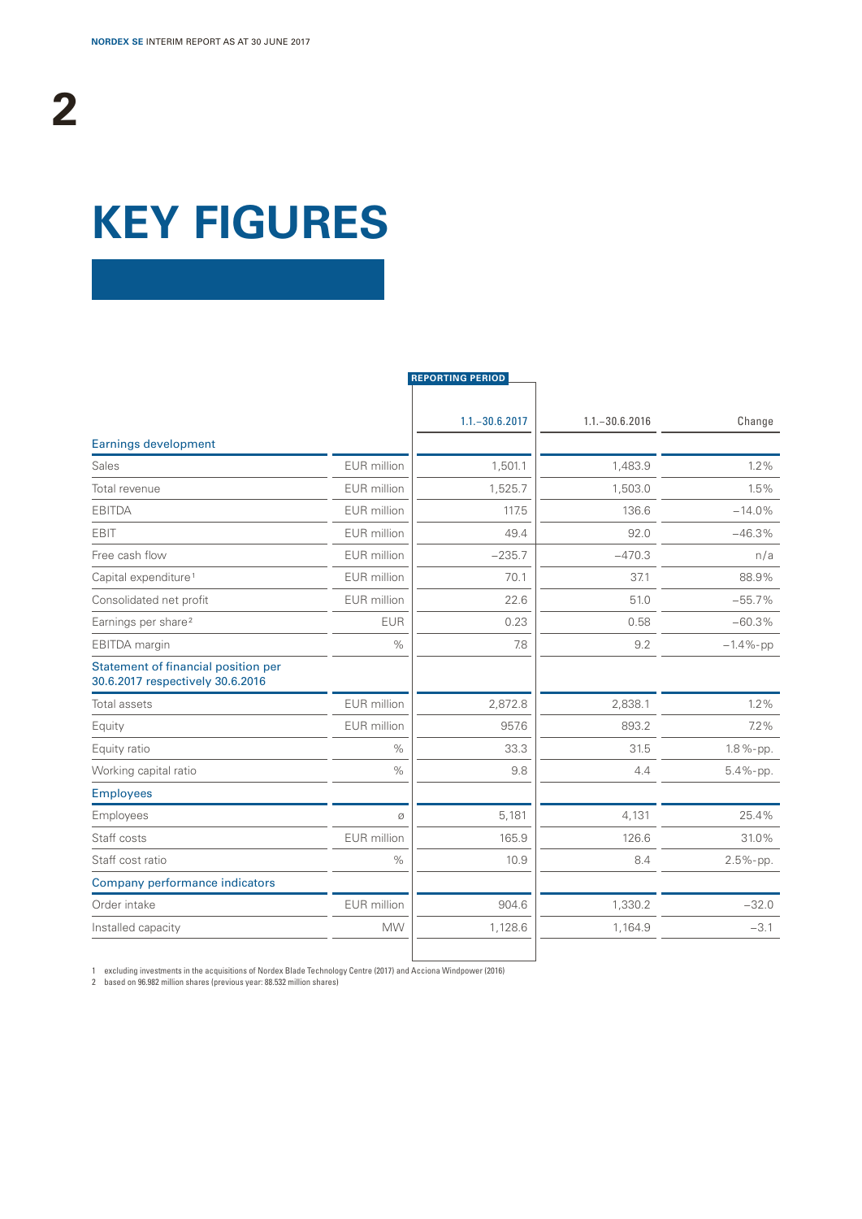# KEY FIGURES

| | | REPORTING PERIOD 1.1.–30.6.2017 | 1.1.–30.6.2016 | Change |
|---|---|---|---|---|
| **Earnings development** | | | | |
| Sales | EUR million | 1,501.1 | 1,483.9 | 1.2% |
| Total revenue | EUR million | 1,525.7 | 1,503.0 | 1.5% |
| EBITDA | EUR million | 117.5 | 136.6 | −14.0% |
| EBIT | EUR million | 49.4 | 92.0 | −46.3% |
| Free cash flow | EUR million | −235.7 | −470.3 | n/a |
| Capital expenditure[1] | EUR million | 70.1 | 37.1 | 88.9% |
| Consolidated net profit | EUR million | 22.6 | 51.0 | −55.7% |
| Earnings per share[2] | EUR | 0.23 | 0.58 | −60.3% |
| EBITDA margin | % | 7.8 | 9.2 | −1.4%-pp |
| **Statement of financial position per 30.6.2017 respectively 30.6.2016** | | | | |
| Total assets | EUR million | 2,872.8 | 2,838.1 | 1.2% |
| Equity | EUR million | 957.6 | 893.2 | 7.2% |
| Equity ratio | % | 33.3 | 31.5 | 1.8%-pp. |
| Working capital ratio | % | 9.8 | 4.4 | 5.4%-pp. |
| **Employees** | | | | |
| Employees | ø | 5,181 | 4,131 | 25.4% |
| Staff costs | EUR million | 165.9 | 126.6 | 31.0% |
| Staff cost ratio | % | 10.9 | 8.4 | 2.5%-pp. |
| **Company performance indicators** | | | | |
| Order intake | EUR million | 904.6 | 1,330.2 | −32.0 |
| Installed capacity | MW | 1,128.6 | 1,164.9 | −3.1 |

1 excluding investments in the acquisitions of Nordex Blade Technology Centre (2017) and Acciona Windpower (2016)
2 based on 96.982 million shares (previous year: 88.532 million shares)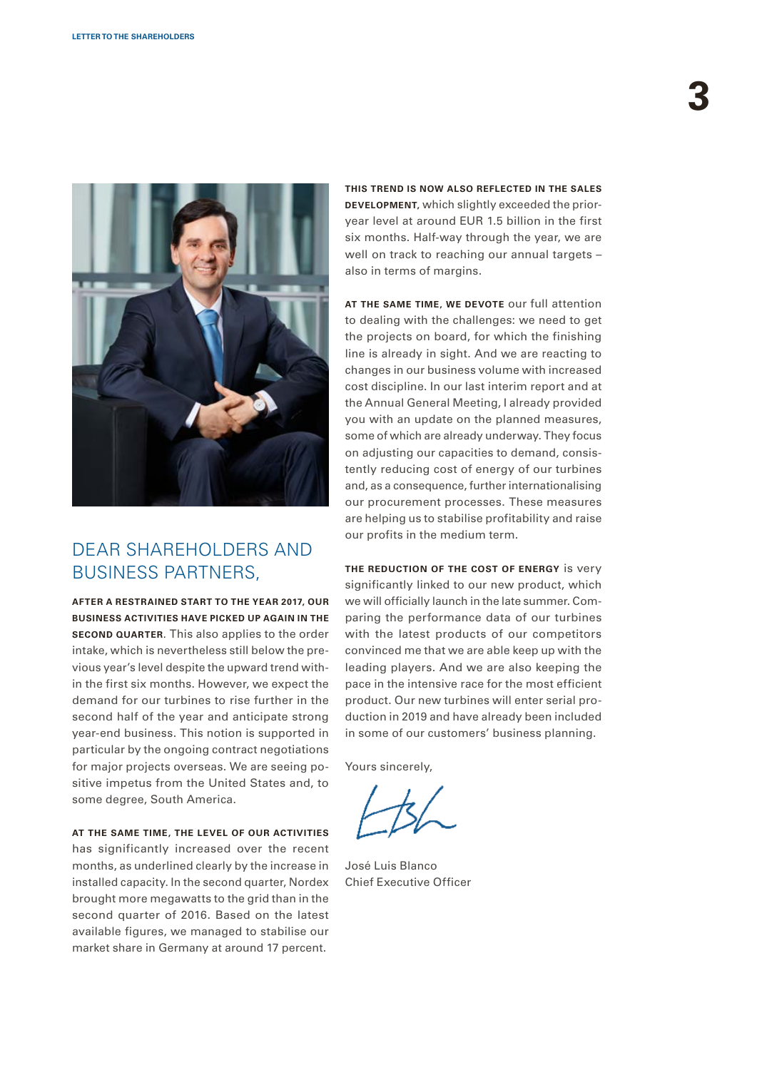## DEAR SHAREHOLDERS AND BUSINESS PARTNERS,

**AFTER A RESTRAINED START TO THE YEAR 2017, OUR BUSINESS ACTIVITIES HAVE PICKED UP AGAIN IN THE SECOND QUARTER**. This also applies to the order intake, which is nevertheless still below the previous year's level despite the upward trend within the first six months. However, we expect the demand for our turbines to rise further in the second half of the year and anticipate strong year-end business. This notion is supported in particular by the ongoing contract negotiations for major projects overseas. We are seeing positive impetus from the United States and, to some degree, South America.

**AT THE SAME TIME, THE LEVEL OF OUR ACTIVITIES** has significantly increased over the recent months, as underlined clearly by the increase in installed capacity. In the second quarter, Nordex brought more megawatts to the grid than in the second quarter of 2016. Based on the latest available figures, we managed to stabilise our market share in Germany at around 17 percent.

**THIS TREND IS NOW ALSO REFLECTED IN THE SALES DEVELOPMENT**, which slightly exceeded the prior-year level at around EUR 1.5 billion in the first six months. Half-way through the year, we are well on track to reaching our annual targets – also in terms of margins.

**AT THE SAME TIME, WE DEVOTE** our full attention to dealing with the challenges: we need to get the projects on board, for which the finishing line is already in sight. And we are reacting to changes in our business volume with increased cost discipline. In our last interim report and at the Annual General Meeting, I already provided you with an update on the planned measures, some of which are already underway. They focus on adjusting our capacities to demand, consistently reducing cost of energy of our turbines and, as a consequence, further internationalising our procurement processes. These measures are helping us to stabilise profitability and raise our profits in the medium term.

**THE REDUCTION OF THE COST OF ENERGY** is very significantly linked to our new product, which we will officially launch in the late summer. Comparing the performance data of our turbines with the latest products of our competitors convinced me that we are able keep up with the leading players. And we are also keeping the pace in the intensive race for the most efficient product. Our new turbines will enter serial production in 2019 and have already been included in some of our customers' business planning.

Yours sincerely,

José Luis Blanco
Chief Executive Officer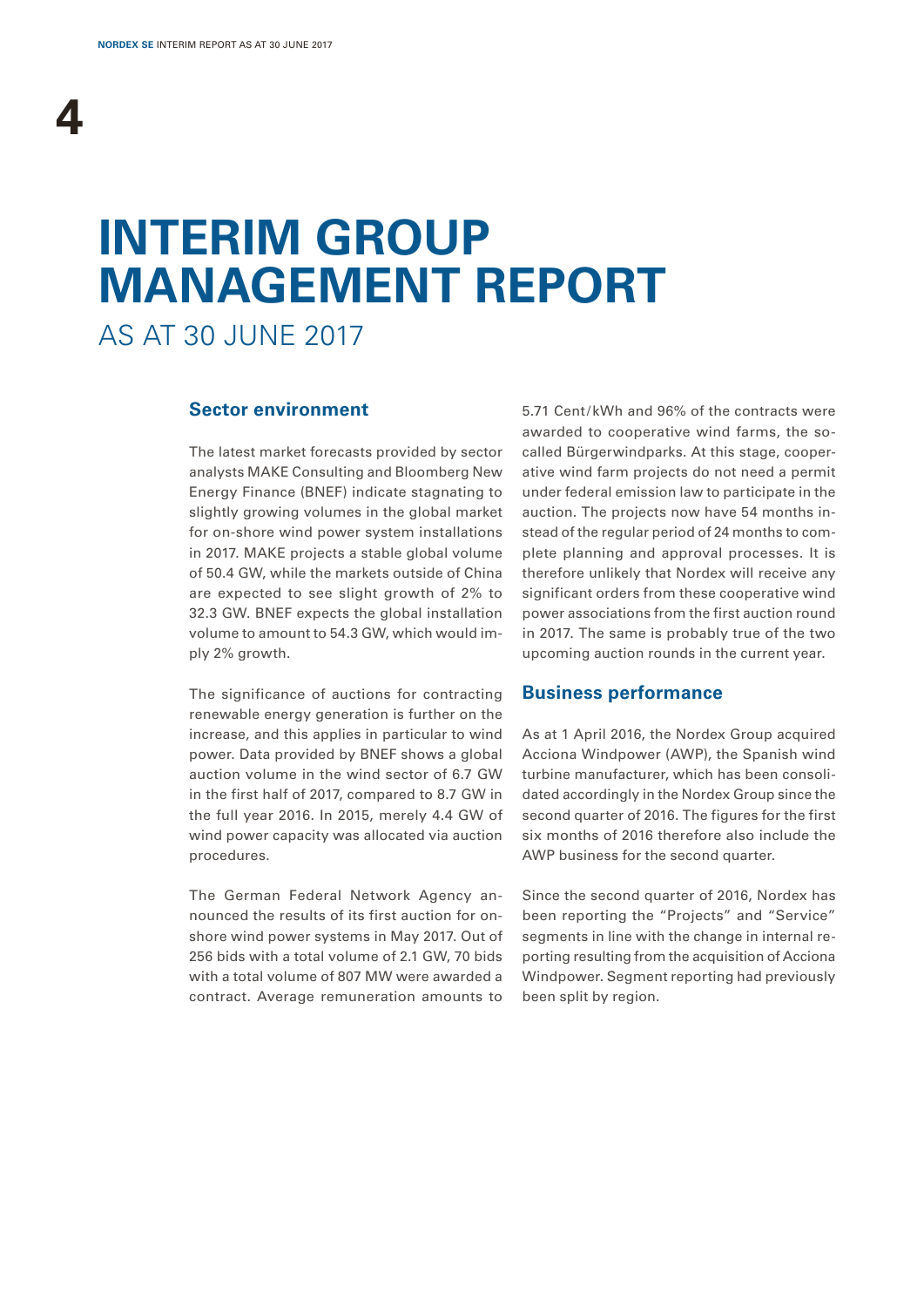# INTERIM GROUP MANAGEMENT REPORT

AS AT 30 JUNE 2017

## Sector environment

The latest market forecasts provided by sector analysts MAKE Consulting and Bloomberg New Energy Finance (BNEF) indicate stagnating to slightly growing volumes in the global market for on-shore wind power system installations in 2017. MAKE projects a stable global volume of 50.4 GW, while the markets outside of China are expected to see slight growth of 2% to 32.3 GW. BNEF expects the global installation volume to amount to 54.3 GW, which would imply 2% growth.

The significance of auctions for contracting renewable energy generation is further on the increase, and this applies in particular to wind power. Data provided by BNEF shows a global auction volume in the wind sector of 6.7 GW in the first half of 2017, compared to 8.7 GW in the full year 2016. In 2015, merely 4.4 GW of wind power capacity was allocated via auction procedures.

The German Federal Network Agency announced the results of its first auction for on-shore wind power systems in May 2017. Out of 256 bids with a total volume of 2.1 GW, 70 bids with a total volume of 807 MW were awarded a contract. Average remuneration amounts to 5.71 Cent/kWh and 96% of the contracts were awarded to cooperative wind farms, the so-called Bürgerwindparks. At this stage, cooperative wind farm projects do not need a permit under federal emission law to participate in the auction. The projects now have 54 months instead of the regular period of 24 months to complete planning and approval processes. It is therefore unlikely that Nordex will receive any significant orders from these cooperative wind power associations from the first auction round in 2017. The same is probably true of the two upcoming auction rounds in the current year.

## Business performance

As at 1 April 2016, the Nordex Group acquired Acciona Windpower (AWP), the Spanish wind turbine manufacturer, which has been consolidated accordingly in the Nordex Group since the second quarter of 2016. The figures for the first six months of 2016 therefore also include the AWP business for the second quarter.

Since the second quarter of 2016, Nordex has been reporting the "Projects" and "Service" segments in line with the change in internal reporting resulting from the acquisition of Acciona Windpower. Segment reporting had previously been split by region.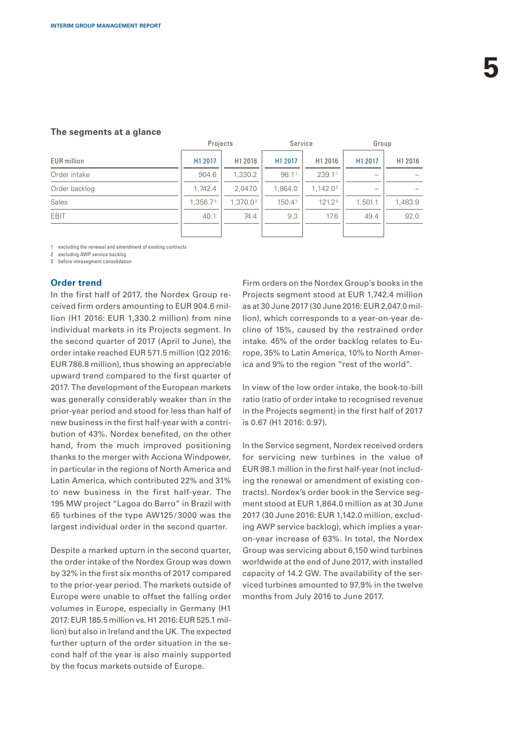### The segments at a glance

| EUR million | Projects | | Service | | Group | |
|---|---|---|---|---|---|---|
| | H1 2017 | H1 2016 | H1 2017 | H1 2016 | H1 2017 | H1 2016 |
| Order intake | 904.6 | 1,330.2 | 98.1[1] | 239.1[1] | – | – |
| Order backlog | 1,742.4 | 2,047.0 | 1,864.0 | 1,142.0[2] | – | – |
| Sales | 1,356.7[3] | 1,370.0[3] | 150.4[3] | 121.2[3] | 1,501.1 | 1,483.9 |
| EBIT | 40.1 | 74.4 | 9.3 | 17.6 | 49.4 | 92.0 |

1 excluding the renewal and amendment of existing contracts
2 excluding AWP service backlog
3 before intrasegment consolidation

## Order trend

In the first half of 2017, the Nordex Group received firm orders amounting to EUR 904.6 million (H1 2016: EUR 1,330.2 million) from nine individual markets in its Projects segment. In the second quarter of 2017 (April to June), the order intake reached EUR 571.5 million (Q2 2016: EUR 786.8 million), thus showing an appreciable upward trend compared to the first quarter of 2017. The development of the European markets was generally considerably weaker than in the prior-year period and stood for less than half of new business in the first half-year with a contribution of 43%. Nordex benefited, on the other hand, from the much improved positioning thanks to the merger with Acciona Windpower, in particular in the regions of North America and Latin America, which contributed 22% and 31% to new business in the first half-year. The 195 MW project "Lagoa do Barro" in Brazil with 65 turbines of the type AW125/3000 was the largest individual order in the second quarter.

Despite a marked upturn in the second quarter, the order intake of the Nordex Group was down by 32% in the first six months of 2017 compared to the prior-year period. The markets outside of Europe were unable to offset the falling order volumes in Europe, especially in Germany (H1 2017: EUR 185.5 million vs. H1 2016: EUR 525.1 million) but also in Ireland and the UK. The expected further upturn of the order situation in the second half of the year is also mainly supported by the focus markets outside of Europe.

Firm orders on the Nordex Group's books in the Projects segment stood at EUR 1,742.4 million as at 30 June 2017 (30 June 2016: EUR 2,047.0 million), which corresponds to a year-on-year decline of 15%, caused by the restrained order intake. 45% of the order backlog relates to Europe, 35% to Latin America, 10% to North America and 9% to the region "rest of the world".

In view of the low order intake, the book-to-bill ratio (ratio of order intake to recognised revenue in the Projects segment) in the first half of 2017 is 0.67 (H1 2016: 0.97).

In the Service segment, Nordex received orders for servicing new turbines in the value of EUR 98.1 million in the first half-year (not including the renewal or amendment of existing contracts). Nordex's order book in the Service segment stood at EUR 1,864.0 million as at 30 June 2017 (30 June 2016: EUR 1,142.0 million, excluding AWP service backlog), which implies a year-on-year increase of 63%. In total, the Nordex Group was servicing about 6,150 wind turbines worldwide at the end of June 2017, with installed capacity of 14.2 GW. The availability of the serviced turbines amounted to 97.9% in the twelve months from July 2016 to June 2017.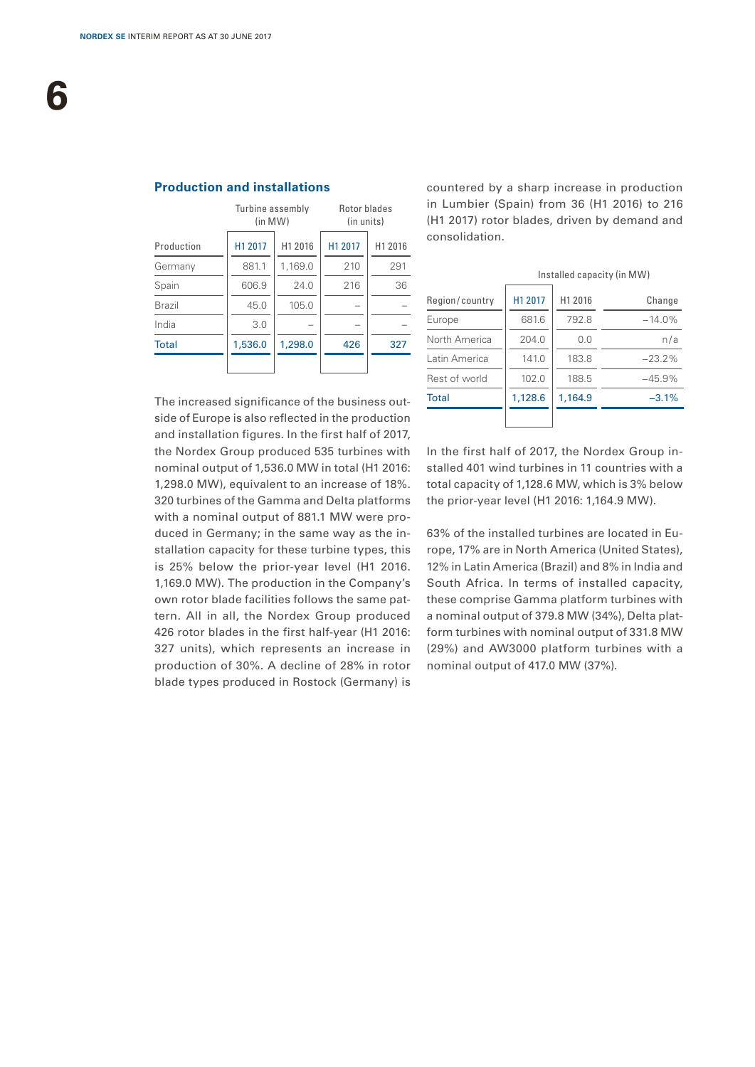## Production and installations

| Production | Turbine assembly (in MW) | | Rotor blades (in units) | |
|---|---|---|---|---|
| | H1 2017 | H1 2016 | H1 2017 | H1 2016 |
| Germany | 881.1 | 1,169.0 | 210 | 291 |
| Spain | 606.9 | 24.0 | 216 | 36 |
| Brazil | 45.0 | 105.0 | – | – |
| India | 3.0 | – | – | – |
| Total | 1,536.0 | 1,298.0 | 426 | 327 |

The increased significance of the business outside of Europe is also reflected in the production and installation figures. In the first half of 2017, the Nordex Group produced 535 turbines with nominal output of 1,536.0 MW in total (H1 2016: 1,298.0 MW), equivalent to an increase of 18%. 320 turbines of the Gamma and Delta platforms with a nominal output of 881.1 MW were produced in Germany; in the same way as the installation capacity for these turbine types, this is 25% below the prior-year level (H1 2016. 1,169.0 MW). The production in the Company's own rotor blade facilities follows the same pattern. All in all, the Nordex Group produced 426 rotor blades in the first half-year (H1 2016: 327 units), which represents an increase in production of 30%. A decline of 28% in rotor blade types produced in Rostock (Germany) is countered by a sharp increase in production in Lumbier (Spain) from 36 (H1 2016) to 216 (H1 2017) rotor blades, driven by demand and consolidation.

| Region/country | Installed capacity (in MW) | | |
|---|---|---|---|
| | H1 2017 | H1 2016 | Change |
| Europe | 681.6 | 792.8 | –14.0% |
| North America | 204.0 | 0.0 | n/a |
| Latin America | 141.0 | 183.8 | –23.2% |
| Rest of world | 102.0 | 188.5 | –45.9% |
| Total | 1,128.6 | 1,164.9 | –3.1% |

In the first half of 2017, the Nordex Group installed 401 wind turbines in 11 countries with a total capacity of 1,128.6 MW, which is 3% below the prior-year level (H1 2016: 1,164.9 MW).

63% of the installed turbines are located in Europe, 17% are in North America (United States), 12% in Latin America (Brazil) and 8% in India and South Africa. In terms of installed capacity, these comprise Gamma platform turbines with a nominal output of 379.8 MW (34%), Delta platform turbines with nominal output of 331.8 MW (29%) and AW3000 platform turbines with a nominal output of 417.0 MW (37%).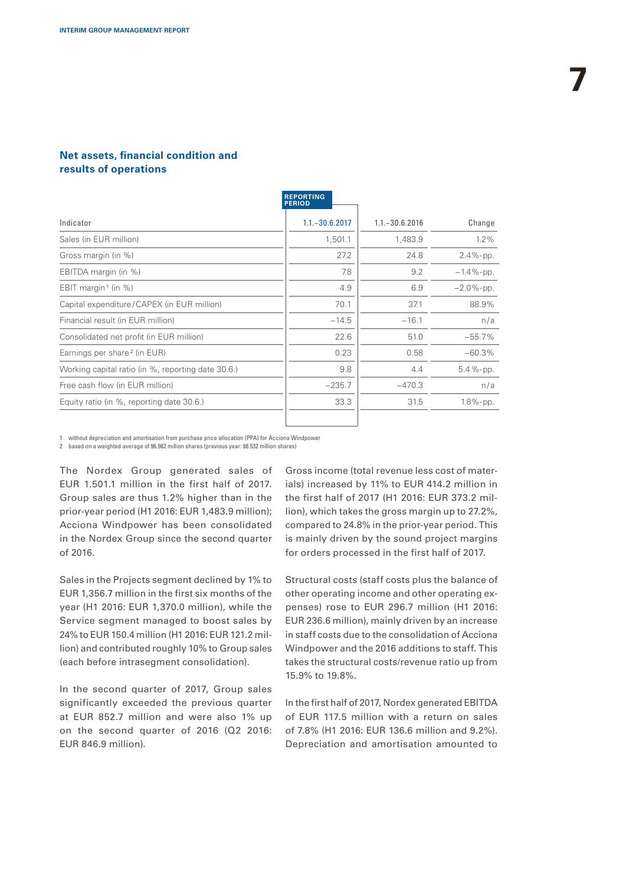## Net assets, financial condition and results of operations

| Indicator | REPORTING PERIOD 1.1.–30.6.2017 | 1.1.–30.6.2016 | Change |
|---|---|---|---|
| Sales (in EUR million) | 1,501.1 | 1,483.9 | 1.2% |
| Gross margin (in %) | 27.2 | 24.8 | 2.4%-pp. |
| EBITDA margin (in %) | 7.8 | 9.2 | −1.4%-pp. |
| EBIT margin[1] (in %) | 4.9 | 6.9 | −2.0%-pp. |
| Capital expenditure/CAPEX (in EUR million) | 70.1 | 37.1 | 88.9% |
| Financial result (in EUR million) | −14.5 | −16.1 | n/a |
| Consolidated net profit (in EUR million) | 22.6 | 51.0 | −55.7% |
| Earnings per share[2] (in EUR) | 0.23 | 0.58 | −60.3% |
| Working capital ratio (in %, reporting date 30.6.) | 9.8 | 4.4 | 5.4%-pp. |
| Free cash flow (in EUR million) | −235.7 | −470.3 | n/a |
| Equity ratio (in %, reporting date 30.6.) | 33.3 | 31.5 | 1.8%-pp. |

1 without depreciation and amortisation from purchase price allocation (PPA) for Acciona Windpower
2 based on a weighted average of 96.982 million shares (previous year: 88.532 million shares)

The Nordex Group generated sales of EUR 1.501.1 million in the first half of 2017. Group sales are thus 1.2% higher than in the prior-year period (H1 2016: EUR 1,483.9 million); Acciona Windpower has been consolidated in the Nordex Group since the second quarter of 2016.

Sales in the Projects segment declined by 1% to EUR 1,356.7 million in the first six months of the year (H1 2016: EUR 1,370.0 million), while the Service segment managed to boost sales by 24% to EUR 150.4 million (H1 2016: EUR 121.2 million) and contributed roughly 10% to Group sales (each before intrasegment consolidation).

In the second quarter of 2017, Group sales significantly exceeded the previous quarter at EUR 852.7 million and were also 1% up on the second quarter of 2016 (Q2 2016: EUR 846.9 million).

Gross income (total revenue less cost of materials) increased by 11% to EUR 414.2 million in the first half of 2017 (H1 2016: EUR 373.2 million), which takes the gross margin up to 27.2%, compared to 24.8% in the prior-year period. This is mainly driven by the sound project margins for orders processed in the first half of 2017.

Structural costs (staff costs plus the balance of other operating income and other operating expenses) rose to EUR 296.7 million (H1 2016: EUR 236.6 million), mainly driven by an increase in staff costs due to the consolidation of Acciona Windpower and the 2016 additions to staff. This takes the structural costs/revenue ratio up from 15.9% to 19.8%.

In the first half of 2017, Nordex generated EBITDA of EUR 117.5 million with a return on sales of 7.8% (H1 2016: EUR 136.6 million and 9.2%). Depreciation and amortisation amounted to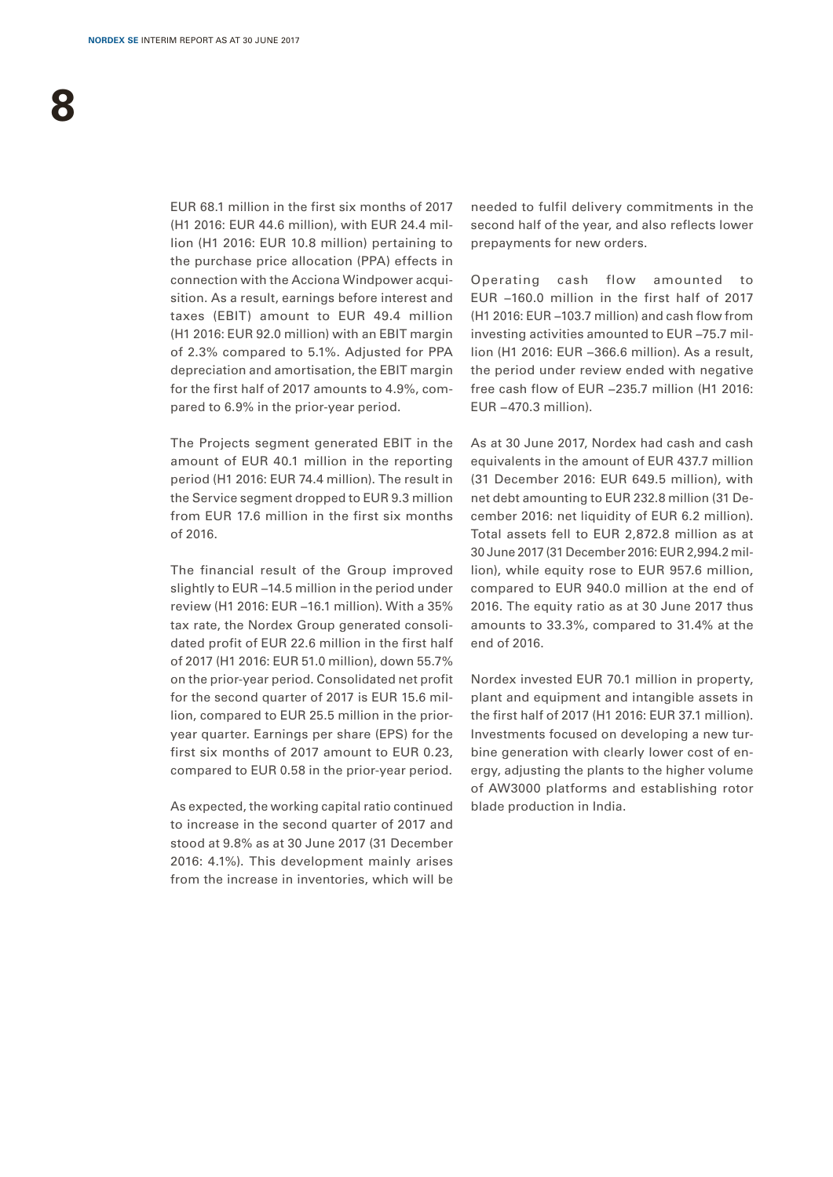EUR 68.1 million in the first six months of 2017 (H1 2016: EUR 44.6 million), with EUR 24.4 million (H1 2016: EUR 10.8 million) pertaining to the purchase price allocation (PPA) effects in connection with the Acciona Windpower acquisition. As a result, earnings before interest and taxes (EBIT) amount to EUR 49.4 million (H1 2016: EUR 92.0 million) with an EBIT margin of 2.3% compared to 5.1%. Adjusted for PPA depreciation and amortisation, the EBIT margin for the first half of 2017 amounts to 4.9%, compared to 6.9% in the prior-year period.

The Projects segment generated EBIT in the amount of EUR 40.1 million in the reporting period (H1 2016: EUR 74.4 million). The result in the Service segment dropped to EUR 9.3 million from EUR 17.6 million in the first six months of 2016.

The financial result of the Group improved slightly to EUR –14.5 million in the period under review (H1 2016: EUR –16.1 million). With a 35% tax rate, the Nordex Group generated consolidated profit of EUR 22.6 million in the first half of 2017 (H1 2016: EUR 51.0 million), down 55.7% on the prior-year period. Consolidated net profit for the second quarter of 2017 is EUR 15.6 million, compared to EUR 25.5 million in the prior-year quarter. Earnings per share (EPS) for the first six months of 2017 amount to EUR 0.23, compared to EUR 0.58 in the prior-year period.

As expected, the working capital ratio continued to increase in the second quarter of 2017 and stood at 9.8% as at 30 June 2017 (31 December 2016: 4.1%). This development mainly arises from the increase in inventories, which will be needed to fulfil delivery commitments in the second half of the year, and also reflects lower prepayments for new orders.

Operating cash flow amounted to EUR –160.0 million in the first half of 2017 (H1 2016: EUR –103.7 million) and cash flow from investing activities amounted to EUR –75.7 million (H1 2016: EUR –366.6 million). As a result, the period under review ended with negative free cash flow of EUR –235.7 million (H1 2016: EUR –470.3 million).

As at 30 June 2017, Nordex had cash and cash equivalents in the amount of EUR 437.7 million (31 December 2016: EUR 649.5 million), with net debt amounting to EUR 232.8 million (31 December 2016: net liquidity of EUR 6.2 million). Total assets fell to EUR 2,872.8 million as at 30 June 2017 (31 December 2016: EUR 2,994.2 million), while equity rose to EUR 957.6 million, compared to EUR 940.0 million at the end of 2016. The equity ratio as at 30 June 2017 thus amounts to 33.3%, compared to 31.4% at the end of 2016.

Nordex invested EUR 70.1 million in property, plant and equipment and intangible assets in the first half of 2017 (H1 2016: EUR 37.1 million). Investments focused on developing a new turbine generation with clearly lower cost of energy, adjusting the plants to the higher volume of AW3000 platforms and establishing rotor blade production in India.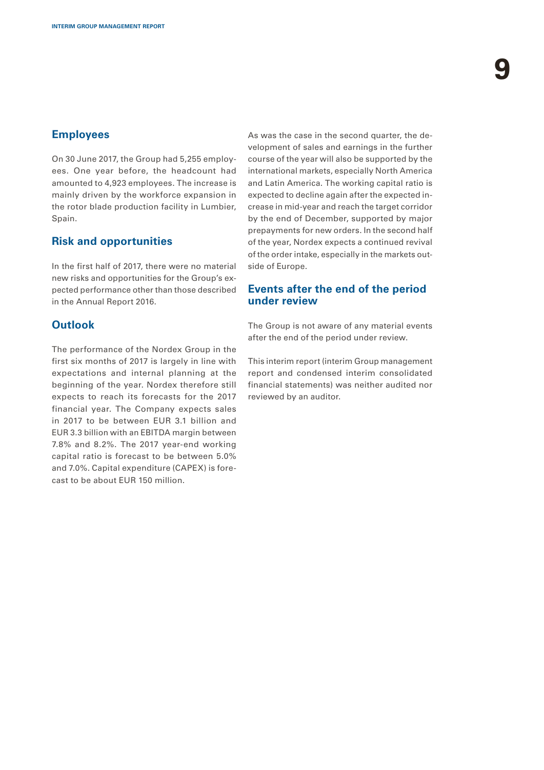## Employees

On 30 June 2017, the Group had 5,255 employees. One year before, the headcount had amounted to 4,923 employees. The increase is mainly driven by the workforce expansion in the rotor blade production facility in Lumbier, Spain.

## Risk and opportunities

In the first half of 2017, there were no material new risks and opportunities for the Group's expected performance other than those described in the Annual Report 2016.

## Outlook

The performance of the Nordex Group in the first six months of 2017 is largely in line with expectations and internal planning at the beginning of the year. Nordex therefore still expects to reach its forecasts for the 2017 financial year. The Company expects sales in 2017 to be between EUR 3.1 billion and EUR 3.3 billion with an EBITDA margin between 7.8% and 8.2%. The 2017 year-end working capital ratio is forecast to be between 5.0% and 7.0%. Capital expenditure (CAPEX) is forecast to be about EUR 150 million.

As was the case in the second quarter, the development of sales and earnings in the further course of the year will also be supported by the international markets, especially North America and Latin America. The working capital ratio is expected to decline again after the expected increase in mid-year and reach the target corridor by the end of December, supported by major prepayments for new orders. In the second half of the year, Nordex expects a continued revival of the order intake, especially in the markets outside of Europe.

## Events after the end of the period under review

The Group is not aware of any material events after the end of the period under review.

This interim report (interim Group management report and condensed interim consolidated financial statements) was neither audited nor reviewed by an auditor.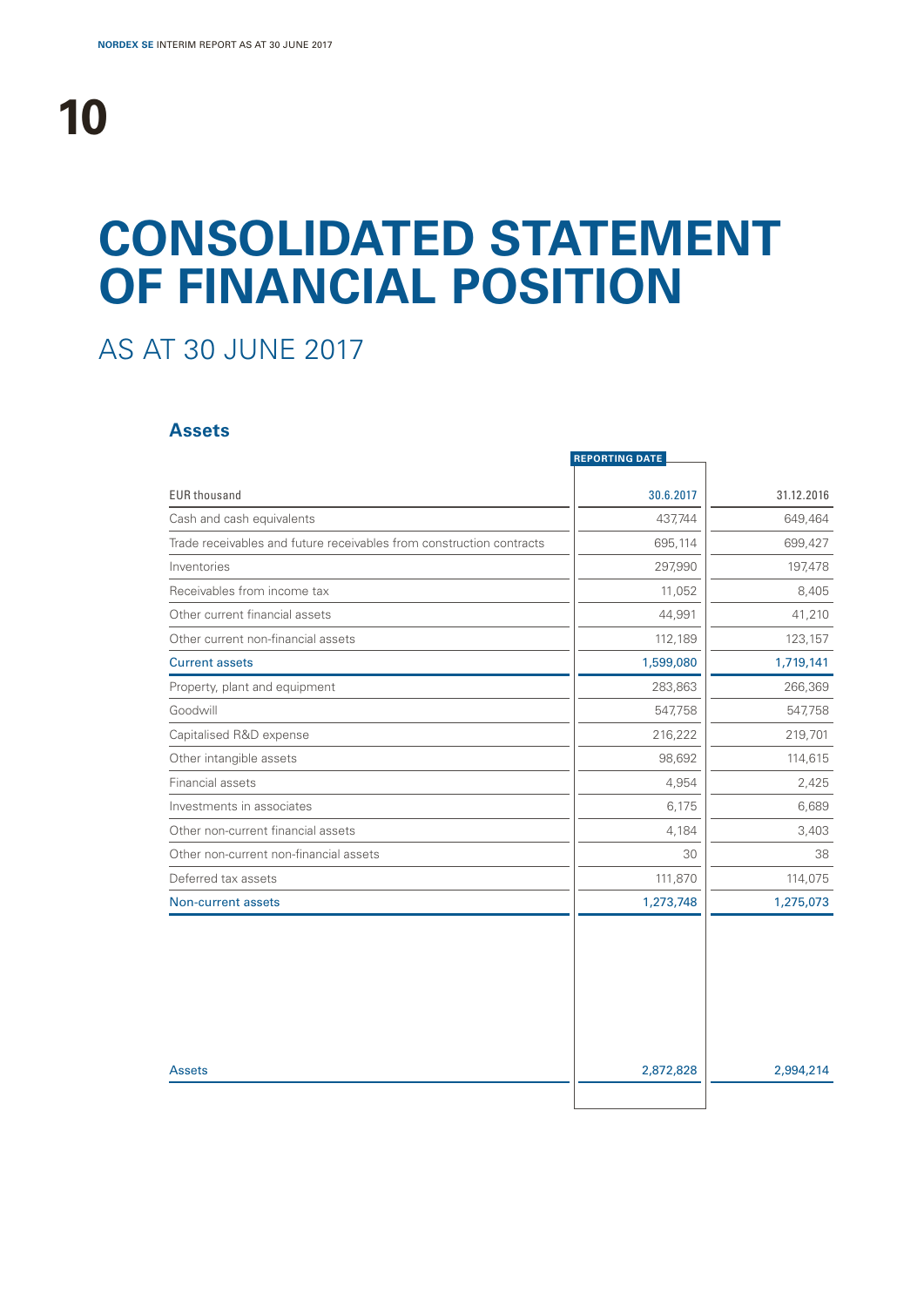# CONSOLIDATED STATEMENT OF FINANCIAL POSITION

## AS AT 30 JUNE 2017

### Assets

| EUR thousand | REPORTING DATE 30.6.2017 | 31.12.2016 |
|---|---|---|
| Cash and cash equivalents | 437,744 | 649,464 |
| Trade receivables and future receivables from construction contracts | 695,114 | 699,427 |
| Inventories | 297,990 | 197,478 |
| Receivables from income tax | 11,052 | 8,405 |
| Other current financial assets | 44,991 | 41,210 |
| Other current non-financial assets | 112,189 | 123,157 |
| **Current assets** | **1,599,080** | **1,719,141** |
| Property, plant and equipment | 283,863 | 266,369 |
| Goodwill | 547,758 | 547,758 |
| Capitalised R&D expense | 216,222 | 219,701 |
| Other intangible assets | 98,692 | 114,615 |
| Financial assets | 4,954 | 2,425 |
| Investments in associates | 6,175 | 6,689 |
| Other non-current financial assets | 4,184 | 3,403 |
| Other non-current non-financial assets | 30 | 38 |
| Deferred tax assets | 111,870 | 114,075 |
| **Non-current assets** | **1,273,748** | **1,275,073** |
| **Assets** | **2,872,828** | **2,994,214** |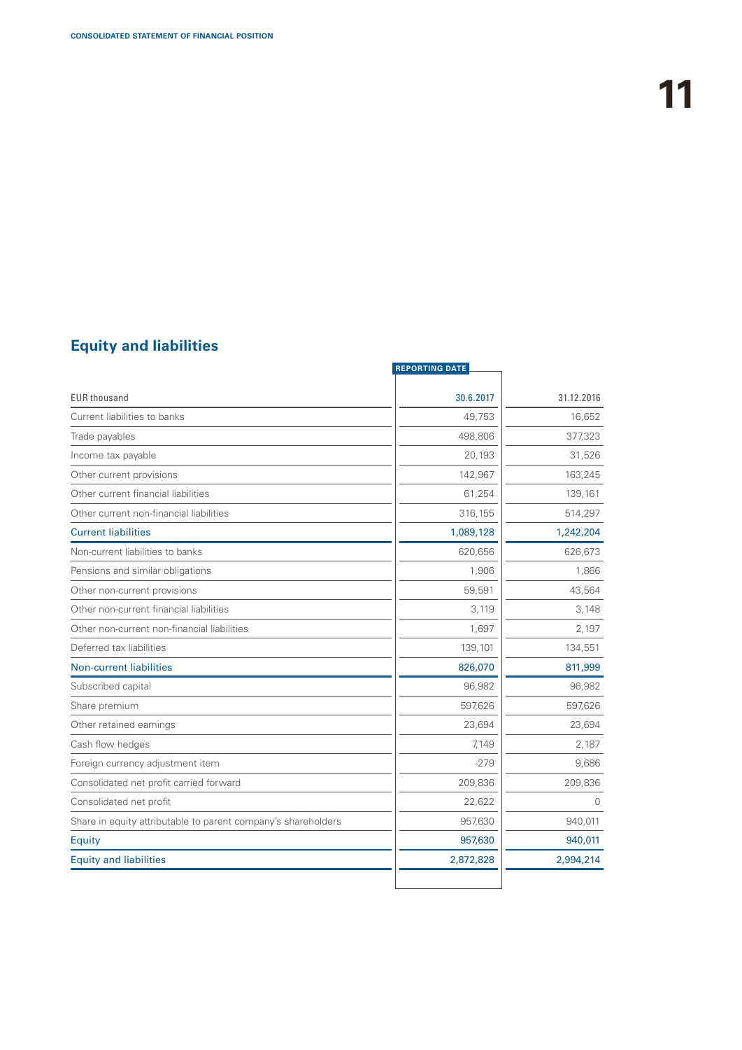## Equity and liabilities

| EUR thousand | REPORTING DATE 30.6.2017 | 31.12.2016 |
|---|---|---|
| Current liabilities to banks | 49,753 | 16,652 |
| Trade payables | 498,806 | 377,323 |
| Income tax payable | 20,193 | 31,526 |
| Other current provisions | 142,967 | 163,245 |
| Other current financial liabilities | 61,254 | 139,161 |
| Other current non-financial liabilities | 316,155 | 514,297 |
| Current liabilities | 1,089,128 | 1,242,204 |
| Non-current liabilities to banks | 620,656 | 626,673 |
| Pensions and similar obligations | 1,906 | 1,866 |
| Other non-current provisions | 59,591 | 43,564 |
| Other non-current financial liabilities | 3,119 | 3,148 |
| Other non-current non-financial liabilities | 1,697 | 2,197 |
| Deferred tax liabilities | 139,101 | 134,551 |
| Non-current liabilities | 826,070 | 811,999 |
| Subscribed capital | 96,982 | 96,982 |
| Share premium | 597,626 | 597,626 |
| Other retained earnings | 23,694 | 23,694 |
| Cash flow hedges | 7,149 | 2,187 |
| Foreign currency adjustment item | -279 | 9,686 |
| Consolidated net profit carried forward | 209,836 | 209,836 |
| Consolidated net profit | 22,622 | 0 |
| Share in equity attributable to parent company's shareholders | 957,630 | 940,011 |
| Equity | 957,630 | 940,011 |
| Equity and liabilities | 2,872,828 | 2,994,214 |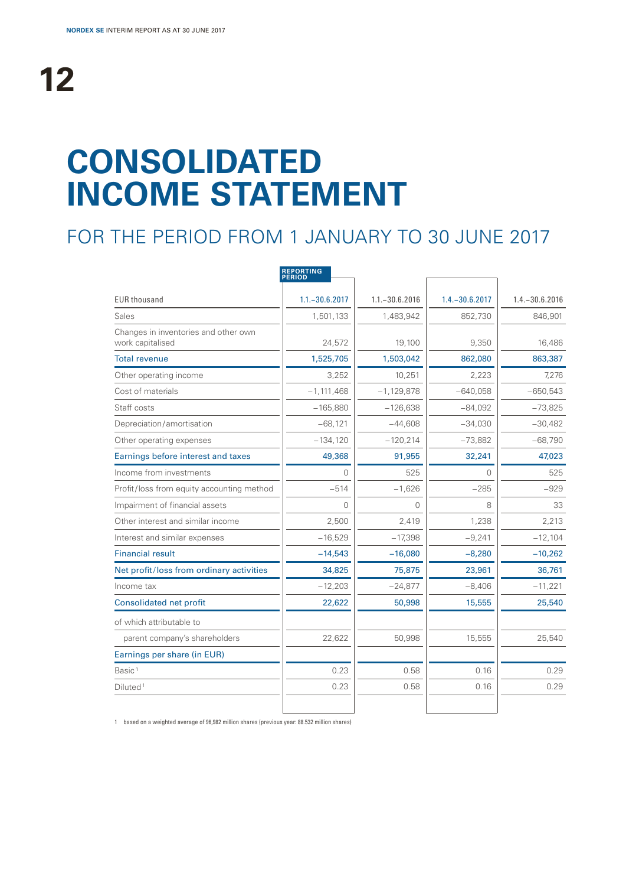# CONSOLIDATED INCOME STATEMENT

## FOR THE PERIOD FROM 1 JANUARY TO 30 JUNE 2017

| EUR thousand | REPORTING PERIOD 1.1.–30.6.2017 | 1.1.–30.6.2016 | 1.4.–30.6.2017 | 1.4.–30.6.2016 |
|---|---|---|---|---|
| Sales | 1,501,133 | 1,483,942 | 852,730 | 846,901 |
| Changes in inventories and other own work capitalised | 24,572 | 19,100 | 9,350 | 16,486 |
| **Total revenue** | **1,525,705** | **1,503,042** | **862,080** | **863,387** |
| Other operating income | 3,252 | 10,251 | 2,223 | 7,276 |
| Cost of materials | −1,111,468 | −1,129,878 | −640,058 | −650,543 |
| Staff costs | −165,880 | −126,638 | −84,092 | −73,825 |
| Depreciation/amortisation | −68,121 | −44,608 | −34,030 | −30,482 |
| Other operating expenses | −134,120 | −120,214 | −73,882 | −68,790 |
| **Earnings before interest and taxes** | **49,368** | **91,955** | **32,241** | **47,023** |
| Income from investments | 0 | 525 | 0 | 525 |
| Profit/loss from equity accounting method | −514 | −1,626 | −285 | −929 |
| Impairment of financial assets | 0 | 0 | 8 | 33 |
| Other interest and similar income | 2,500 | 2,419 | 1,238 | 2,213 |
| Interest and similar expenses | −16,529 | −17,398 | −9,241 | −12,104 |
| **Financial result** | **−14,543** | **−16,080** | **−8,280** | **−10,262** |
| **Net profit/loss from ordinary activities** | **34,825** | **75,875** | **23,961** | **36,761** |
| Income tax | −12,203 | −24,877 | −8,406 | −11,221 |
| **Consolidated net profit** | **22,622** | **50,998** | **15,555** | **25,540** |
| of which attributable to | | | | |
| parent company's shareholders | 22,622 | 50,998 | 15,555 | 25,540 |
| **Earnings per share (in EUR)** | | | | |
| Basic [1] | 0.23 | 0.58 | 0.16 | 0.29 |
| Diluted [1] | 0.23 | 0.58 | 0.16 | 0.29 |

1 based on a weighted average of 96,982 million shares (previous year: 88.532 million shares)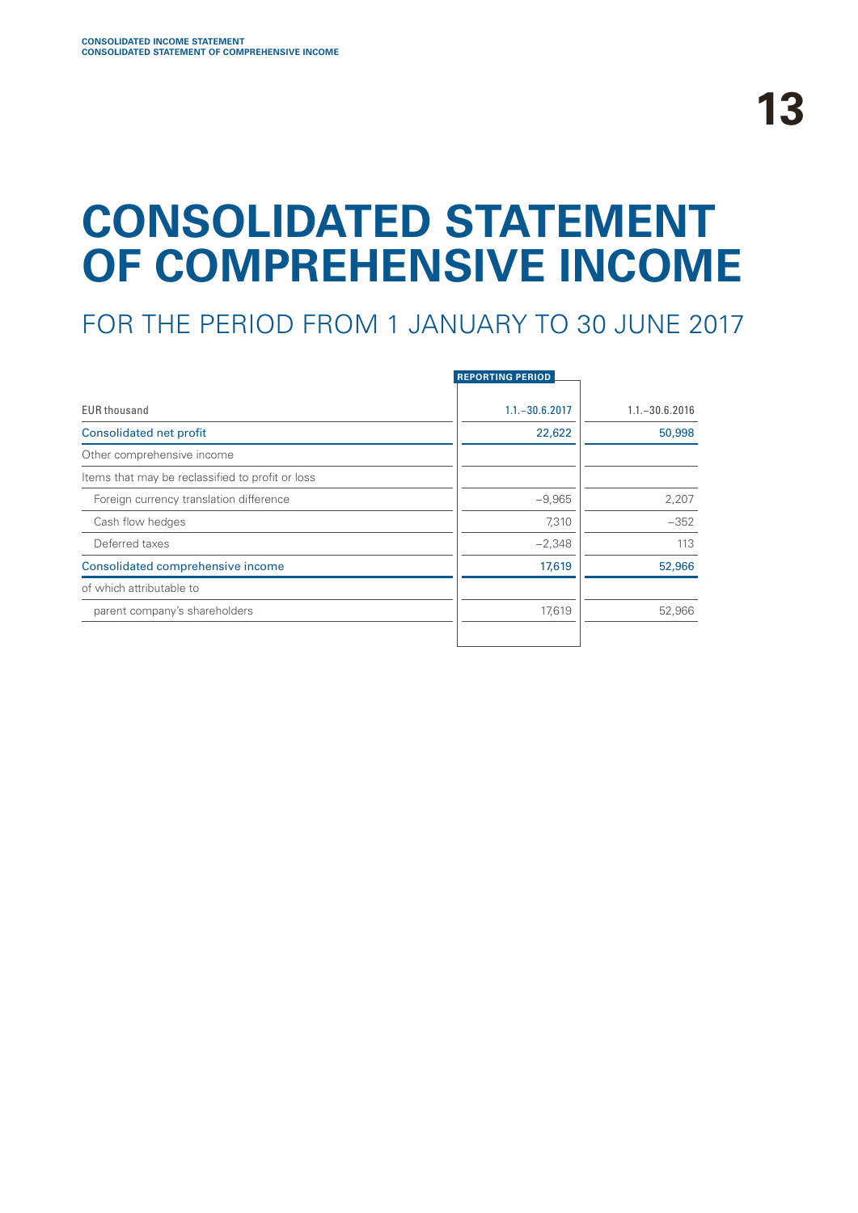# CONSOLIDATED STATEMENT OF COMPREHENSIVE INCOME

## FOR THE PERIOD FROM 1 JANUARY TO 30 JUNE 2017

| EUR thousand | REPORTING PERIOD<br>1.1.–30.6.2017 | 1.1.–30.6.2016 |
|---|---:|---:|
| Consolidated net profit | 22,622 | 50,998 |
| Other comprehensive income | | |
| Items that may be reclassified to profit or loss | | |
| Foreign currency translation difference | –9,965 | 2,207 |
| Cash flow hedges | 7,310 | –352 |
| Deferred taxes | –2,348 | 113 |
| Consolidated comprehensive income | 17,619 | 52,966 |
| of which attributable to | | |
| parent company's shareholders | 17,619 | 52,966 |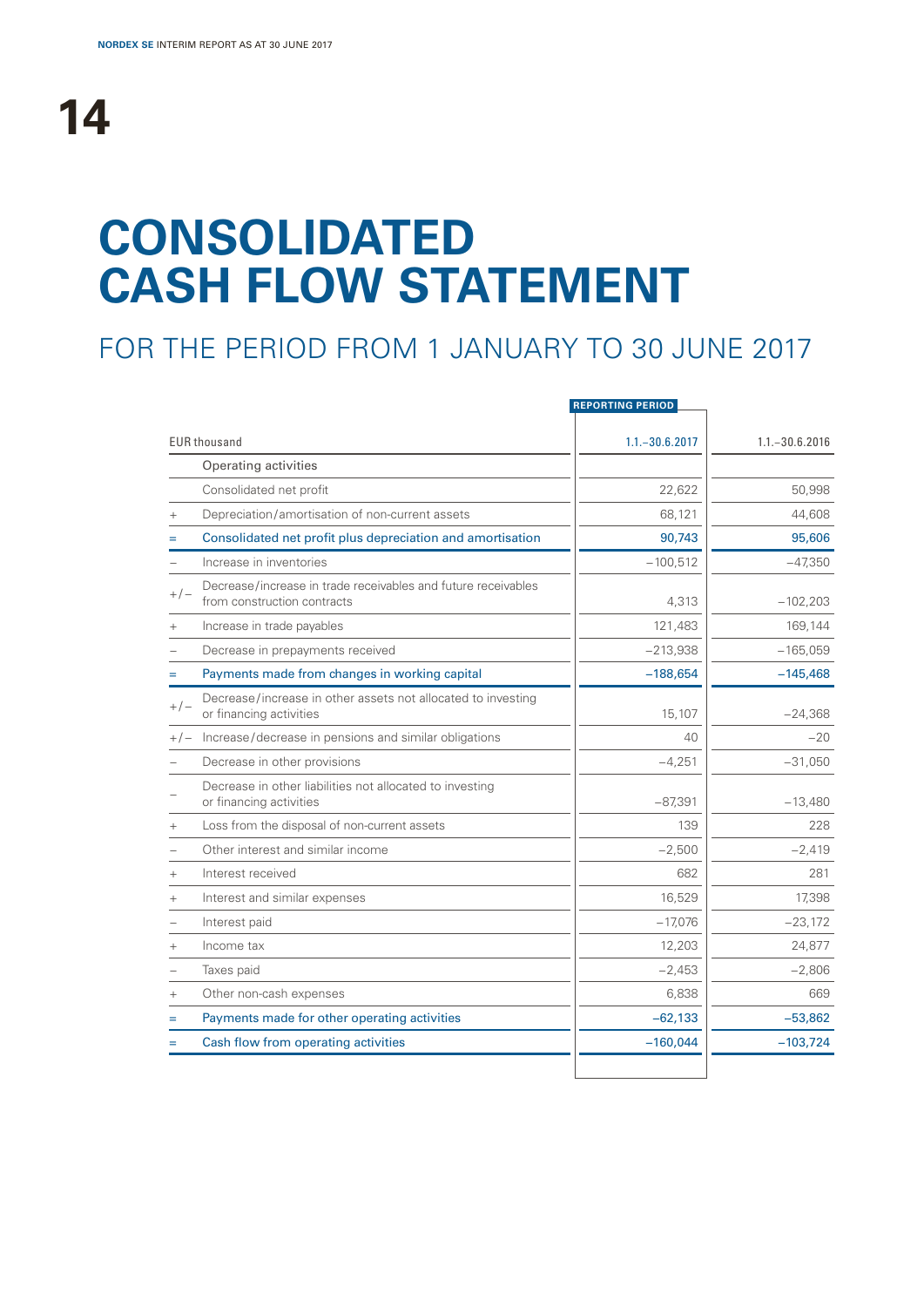# CONSOLIDATED CASH FLOW STATEMENT

## FOR THE PERIOD FROM 1 JANUARY TO 30 JUNE 2017

| | EUR thousand | REPORTING PERIOD<br>1.1.–30.6.2017 | 1.1.–30.6.2016 |
|---|---|---|---|
| | Operating activities | | |
| | Consolidated net profit | 22,622 | 50,998 |
| + | Depreciation/amortisation of non-current assets | 68,121 | 44,608 |
| = | Consolidated net profit plus depreciation and amortisation | 90,743 | 95,606 |
| – | Increase in inventories | –100,512 | –47,350 |
| +/– | Decrease/increase in trade receivables and future receivables from construction contracts | 4,313 | –102,203 |
| + | Increase in trade payables | 121,483 | 169,144 |
| – | Decrease in prepayments received | –213,938 | –165,059 |
| = | Payments made from changes in working capital | –188,654 | –145,468 |
| +/– | Decrease/increase in other assets not allocated to investing or financing activities | 15,107 | –24,368 |
| +/– | Increase/decrease in pensions and similar obligations | 40 | –20 |
| – | Decrease in other provisions | –4,251 | –31,050 |
| – | Decrease in other liabilities not allocated to investing or financing activities | –87,391 | –13,480 |
| + | Loss from the disposal of non-current assets | 139 | 228 |
| – | Other interest and similar income | –2,500 | –2,419 |
| + | Interest received | 682 | 281 |
| + | Interest and similar expenses | 16,529 | 17,398 |
| – | Interest paid | –17,076 | –23,172 |
| + | Income tax | 12,203 | 24,877 |
| – | Taxes paid | –2,453 | –2,806 |
| + | Other non-cash expenses | 6,838 | 669 |
| = | Payments made for other operating activities | –62,133 | –53,862 |
| = | Cash flow from operating activities | –160,044 | –103,724 |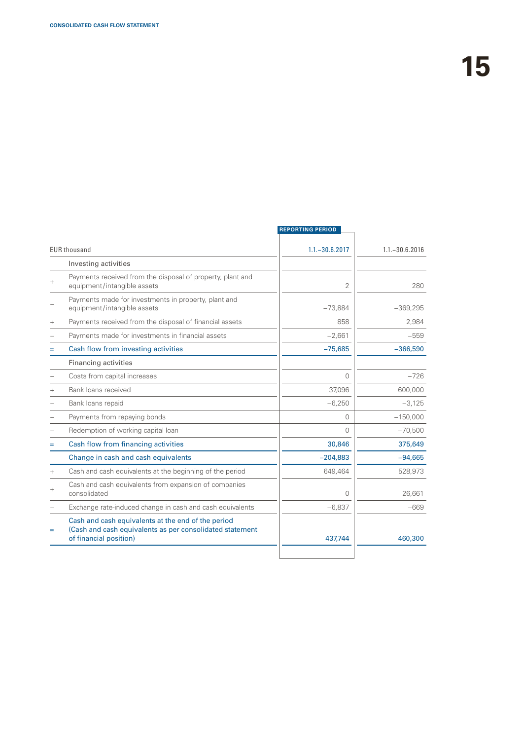| | EUR thousand | REPORTING PERIOD 1.1.–30.6.2017 | 1.1.–30.6.2016 |
|---|---|---|---|
| | Investing activities | | |
| + | Payments received from the disposal of property, plant and equipment/intangible assets | 2 | 280 |
| – | Payments made for investments in property, plant and equipment/intangible assets | –73,884 | –369,295 |
| + | Payments received from the disposal of financial assets | 858 | 2,984 |
| – | Payments made for investments in financial assets | –2,661 | –559 |
| = | Cash flow from investing activities | –75,685 | –366,590 |
| | Financing activities | | |
| – | Costs from capital increases | 0 | –726 |
| + | Bank loans received | 37,096 | 600,000 |
| – | Bank loans repaid | –6,250 | –3,125 |
| – | Payments from repaying bonds | 0 | –150,000 |
| – | Redemption of working capital loan | 0 | –70,500 |
| = | Cash flow from financing activities | 30,846 | 375,649 |
| | Change in cash and cash equivalents | –204,883 | –94,665 |
| + | Cash and cash equivalents at the beginning of the period | 649,464 | 528,973 |
| + | Cash and cash equivalents from expansion of companies consolidated | 0 | 26,661 |
| – | Exchange rate-induced change in cash and cash equivalents | –6,837 | –669 |
| = | Cash and cash equivalents at the end of the period (Cash and cash equivalents as per consolidated statement of financial position) | 437,744 | 460,300 |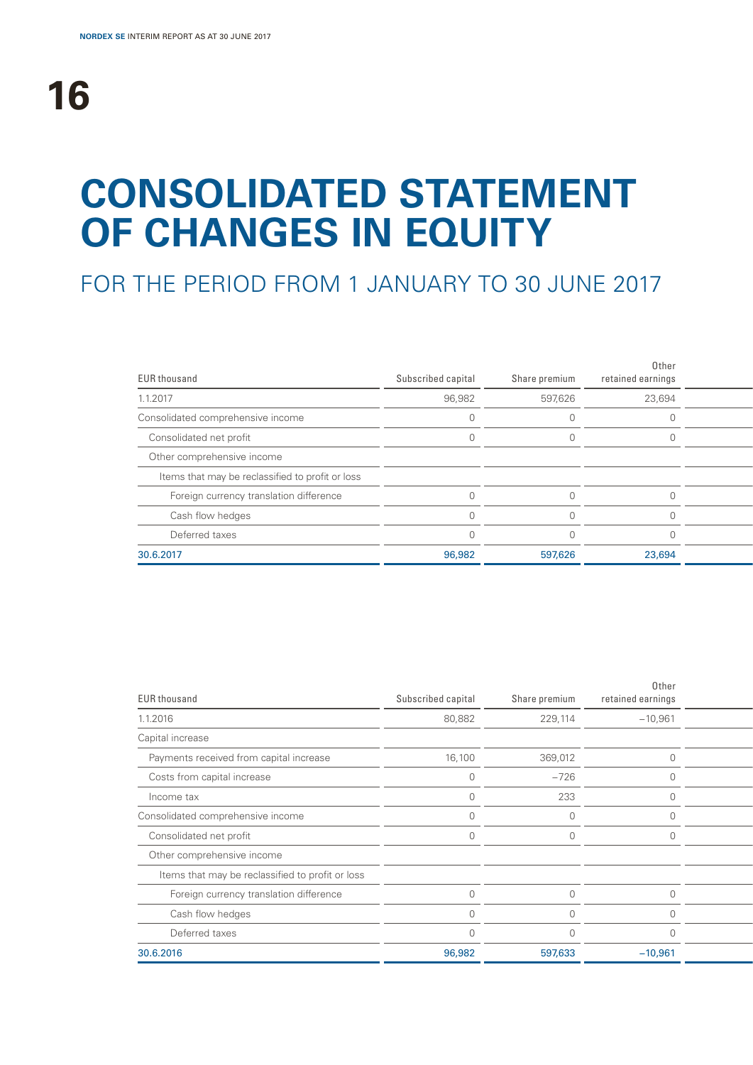# CONSOLIDATED STATEMENT OF CHANGES IN EQUITY

## FOR THE PERIOD FROM 1 JANUARY TO 30 JUNE 2017

| EUR thousand | Subscribed capital | Share premium | Other retained earnings |
|---|---|---|---|
| 1.1.2017 | 96,982 | 597,626 | 23,694 |
| Consolidated comprehensive income | 0 | 0 | 0 |
| Consolidated net profit | 0 | 0 | 0 |
| Other comprehensive income | | | |
| Items that may be reclassified to profit or loss | | | |
| Foreign currency translation difference | 0 | 0 | 0 |
| Cash flow hedges | 0 | 0 | 0 |
| Deferred taxes | 0 | 0 | 0 |
| **30.6.2017** | **96,982** | **597,626** | **23,694** |

| EUR thousand | Subscribed capital | Share premium | Other retained earnings |
|---|---|---|---|
| 1.1.2016 | 80,882 | 229,114 | −10,961 |
| Capital increase | | | |
| Payments received from capital increase | 16,100 | 369,012 | 0 |
| Costs from capital increase | 0 | −726 | 0 |
| Income tax | 0 | 233 | 0 |
| Consolidated comprehensive income | 0 | 0 | 0 |
| Consolidated net profit | 0 | 0 | 0 |
| Other comprehensive income | | | |
| Items that may be reclassified to profit or loss | | | |
| Foreign currency translation difference | 0 | 0 | 0 |
| Cash flow hedges | 0 | 0 | 0 |
| Deferred taxes | 0 | 0 | 0 |
| **30.6.2016** | **96,982** | **597,633** | **−10,961** |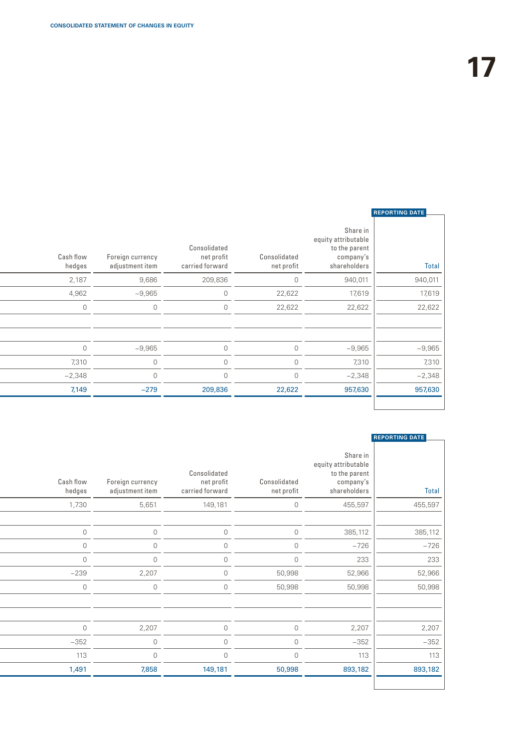| Cash flow hedges | Foreign currency adjustment item | Consolidated net profit carried forward | Consolidated net profit | Share in equity attributable to the parent company's shareholders | REPORTING DATE<br>Total |
|---|---|---|---|---|---|
| 2,187 | 9,686 | 209,836 | 0 | 940,011 | 940,011 |
| 4,962 | −9,965 | 0 | 22,622 | 17,619 | 17,619 |
| 0 | 0 | 0 | 22,622 | 22,622 | 22,622 |
| | | | | | |
| | | | | | |
| 0 | −9,965 | 0 | 0 | −9,965 | −9,965 |
| 7,310 | 0 | 0 | 0 | 7,310 | 7,310 |
| −2,348 | 0 | 0 | 0 | −2,348 | −2,348 |
| **7,149** | **−279** | **209,836** | **22,622** | **957,630** | **957,630** |

| Cash flow hedges | Foreign currency adjustment item | Consolidated net profit carried forward | Consolidated net profit | Share in equity attributable to the parent company's shareholders | REPORTING DATE<br>Total |
|---|---|---|---|---|---|
| 1,730 | 5,651 | 149,181 | 0 | 455,597 | 455,597 |
| | | | | | |
| 0 | 0 | 0 | 0 | 385,112 | 385,112 |
| 0 | 0 | 0 | 0 | −726 | −726 |
| 0 | 0 | 0 | 0 | 233 | 233 |
| −239 | 2,207 | 0 | 50,998 | 52,966 | 52,966 |
| 0 | 0 | 0 | 50,998 | 50,998 | 50,998 |
| | | | | | |
| | | | | | |
| 0 | 2,207 | 0 | 0 | 2,207 | 2,207 |
| −352 | 0 | 0 | 0 | −352 | −352 |
| 113 | 0 | 0 | 0 | 113 | 113 |
| **1,491** | **7,858** | **149,181** | **50,998** | **893,182** | **893,182** |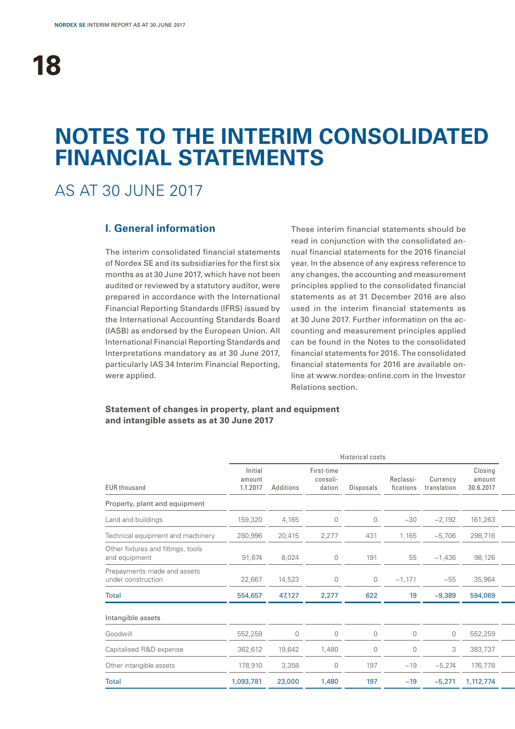# NOTES TO THE INTERIM CONSOLIDATED FINANCIAL STATEMENTS

## AS AT 30 JUNE 2017

### I. General information

The interim consolidated financial statements of Nordex SE and its subsidiaries for the first six months as at 30 June 2017, which have not been audited or reviewed by a statutory auditor, were prepared in accordance with the International Financial Reporting Standards (IFRS) issued by the International Accounting Standards Board (IASB) as endorsed by the European Union. All International Financial Reporting Standards and Interpretations mandatory as at 30 June 2017, particularly IAS 34 Interim Financial Reporting, were applied.

These interim financial statements should be read in conjunction with the consolidated annual financial statements for the 2016 financial year. In the absence of any express reference to any changes, the accounting and measurement principles applied to the consolidated financial statements as at 31 December 2016 are also used in the interim financial statements as at 30 June 2017. Further information on the accounting and measurement principles applied can be found in the Notes to the consolidated financial statements for 2016. The consolidated financial statements for 2016 are available online at www.nordex-online.com in the Investor Relations section.

**Statement of changes in property, plant and equipment and intangible assets as at 30 June 2017**

| | Historical costs | | | | | | |
|---|---|---|---|---|---|---|---|
| EUR thousand | Initial amount 1.1.2017 | Additions | First-time consoli-dation | Disposals | Reclassi-fications | Currency translation | Closing amount 30.6.2017 |
| Property, plant and equipment | | | | | | | |
| Land and buildings | 159,320 | 4,165 | 0 | 0 | −30 | −2,192 | 161,263 |
| Technical equipment and machinery | 280,996 | 20,415 | 2,277 | 431 | 1,165 | −5,706 | 298,716 |
| Other fixtures and fittings, tools and equipment | 91,674 | 8,024 | 0 | 191 | 55 | −1,436 | 98,126 |
| Prepayments made and assets under construction | 22,667 | 14,523 | 0 | 0 | −1,171 | −55 | 35,964 |
| **Total** | **554,657** | **47,127** | **2,277** | **622** | **19** | **−9,389** | **594,069** |
| Intangible assets | | | | | | | |
| Goodwill | 552,259 | 0 | 0 | 0 | 0 | 0 | 552,259 |
| Capitalised R&D expense | 362,612 | 19,642 | 1,480 | 0 | 0 | 3 | 383,737 |
| Other intangible assets | 178,910 | 3,358 | 0 | 197 | −19 | −5,274 | 176,778 |
| **Total** | **1,093,781** | **23,000** | **1,480** | **197** | **−19** | **−5,271** | **1,112,774** |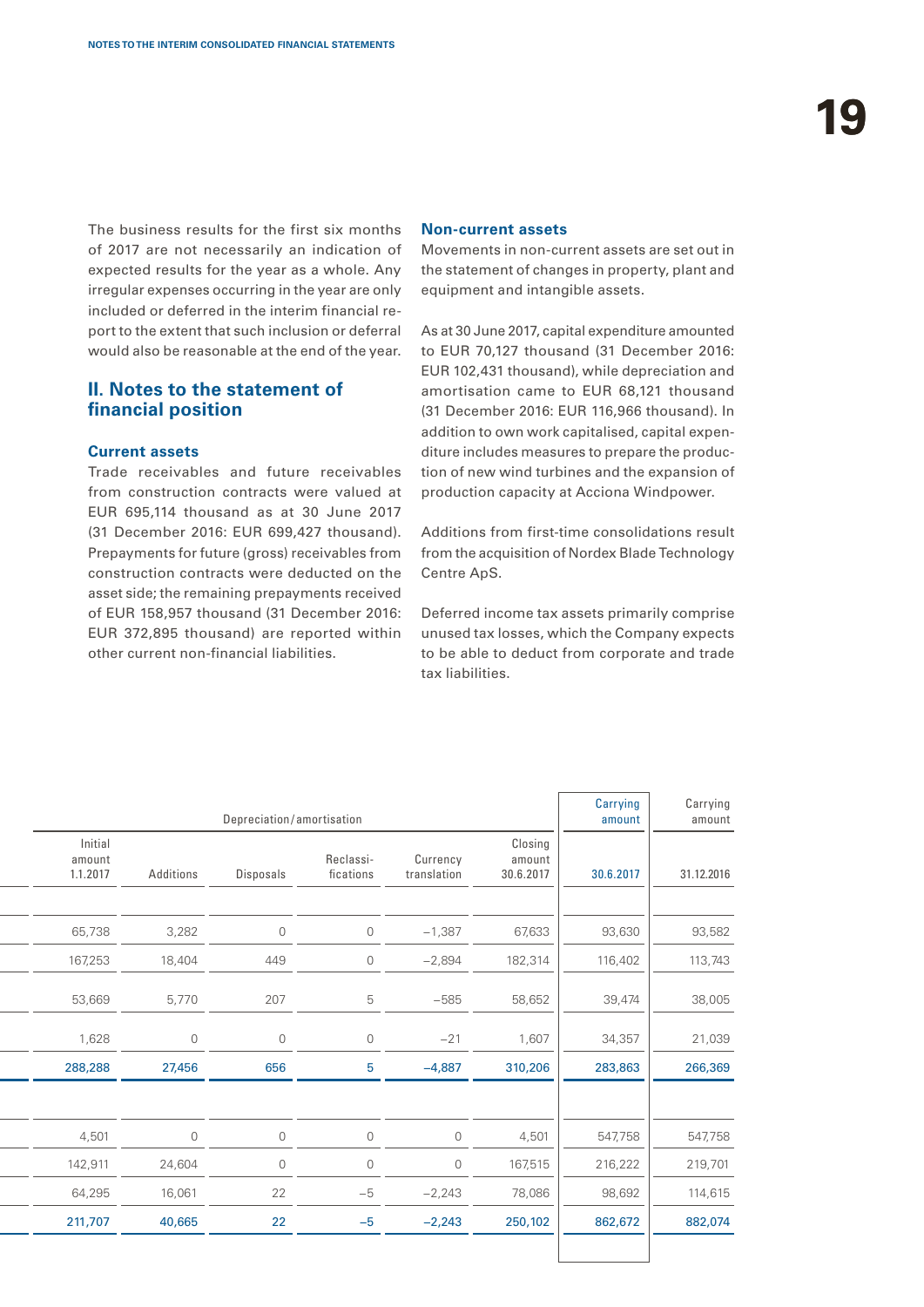The business results for the first six months of 2017 are not necessarily an indication of expected results for the year as a whole. Any irregular expenses occurring in the year are only included or deferred in the interim financial report to the extent that such inclusion or deferral would also be reasonable at the end of the year.

## II. Notes to the statement of financial position

### Current assets

Trade receivables and future receivables from construction contracts were valued at EUR 695,114 thousand as at 30 June 2017 (31 December 2016: EUR 699,427 thousand). Prepayments for future (gross) receivables from construction contracts were deducted on the asset side; the remaining prepayments received of EUR 158,957 thousand (31 December 2016: EUR 372,895 thousand) are reported within other current non-financial liabilities.

### Non-current assets

Movements in non-current assets are set out in the statement of changes in property, plant and equipment and intangible assets.

As at 30 June 2017, capital expenditure amounted to EUR 70,127 thousand (31 December 2016: EUR 102,431 thousand), while depreciation and amortisation came to EUR 68,121 thousand (31 December 2016: EUR 116,966 thousand). In addition to own work capitalised, capital expenditure includes measures to prepare the production of new wind turbines and the expansion of production capacity at Acciona Windpower.

Additions from first-time consolidations result from the acquisition of Nordex Blade Technology Centre ApS.

Deferred income tax assets primarily comprise unused tax losses, which the Company expects to be able to deduct from corporate and trade tax liabilities.

| Depreciation/amortisation | | | | | | Carrying amount | Carrying amount |
|---|---|---|---|---|---|---|---|
| Initial amount 1.1.2017 | Additions | Disposals | Reclassi-fications | Currency translation | Closing amount 30.6.2017 | 30.6.2017 | 31.12.2016 |
| | | | | | | | |
| 65,738 | 3,282 | 0 | 0 | –1,387 | 67,633 | 93,630 | 93,582 |
| 167,253 | 18,404 | 449 | 0 | –2,894 | 182,314 | 116,402 | 113,743 |
| 53,669 | 5,770 | 207 | 5 | –585 | 58,652 | 39,474 | 38,005 |
| 1,628 | 0 | 0 | 0 | –21 | 1,607 | 34,357 | 21,039 |
| **288,288** | **27,456** | **656** | **5** | **–4,887** | **310,206** | **283,863** | **266,369** |
| | | | | | | | |
| 4,501 | 0 | 0 | 0 | 0 | 4,501 | 547,758 | 547,758 |
| 142,911 | 24,604 | 0 | 0 | 0 | 167,515 | 216,222 | 219,701 |
| 64,295 | 16,061 | 22 | –5 | –2,243 | 78,086 | 98,692 | 114,615 |
| **211,707** | **40,665** | **22** | **–5** | **–2,243** | **250,102** | **862,672** | **882,074** |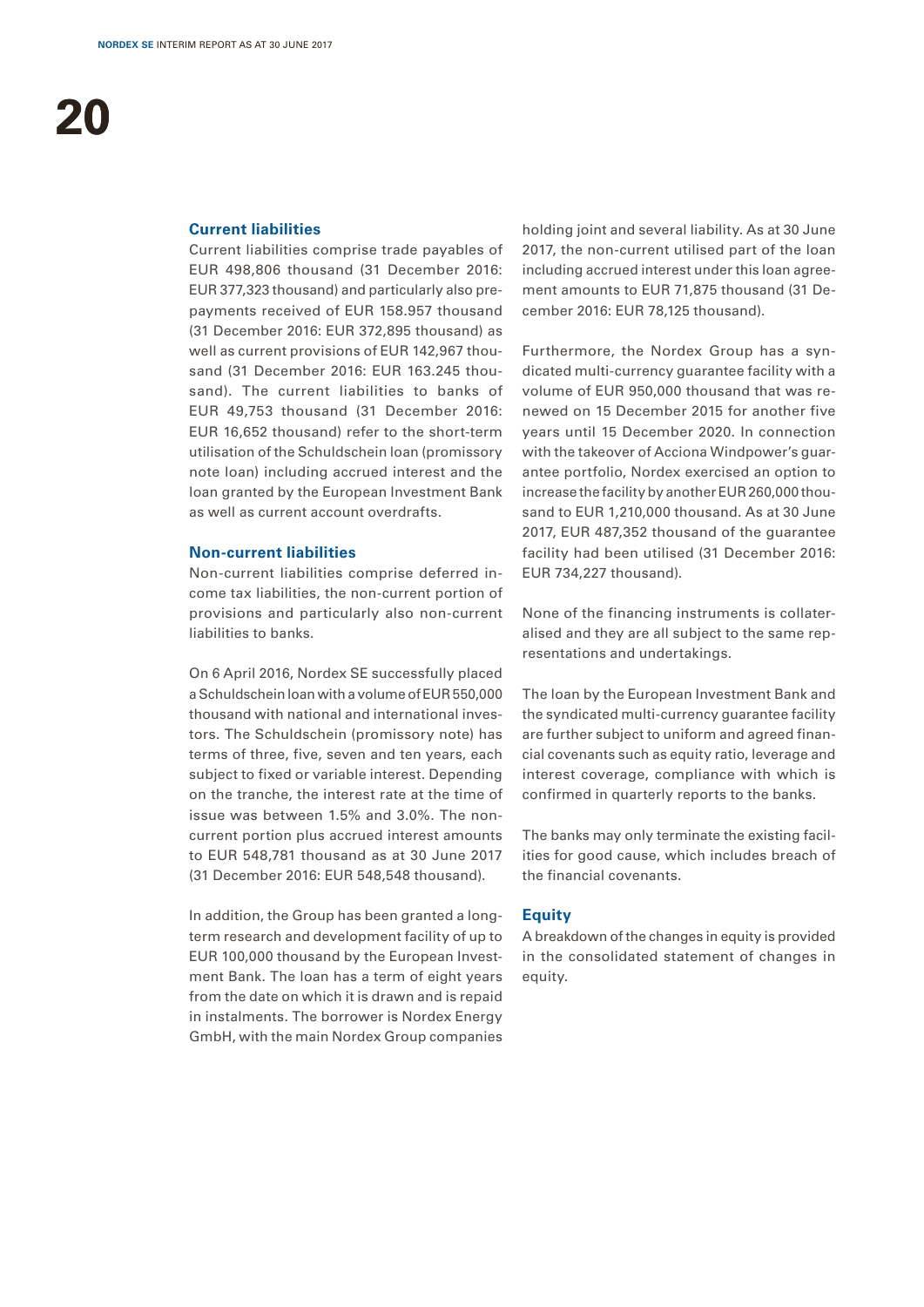### Current liabilities

Current liabilities comprise trade payables of EUR 498,806 thousand (31 December 2016: EUR 377,323 thousand) and particularly also prepayments received of EUR 158.957 thousand (31 December 2016: EUR 372,895 thousand) as well as current provisions of EUR 142,967 thousand (31 December 2016: EUR 163.245 thousand). The current liabilities to banks of EUR 49,753 thousand (31 December 2016: EUR 16,652 thousand) refer to the short-term utilisation of the Schuldschein loan (promissory note loan) including accrued interest and the loan granted by the European Investment Bank as well as current account overdrafts.

### Non-current liabilities

Non-current liabilities comprise deferred income tax liabilities, the non-current portion of provisions and particularly also non-current liabilities to banks.

On 6 April 2016, Nordex SE successfully placed a Schuldschein loan with a volume of EUR 550,000 thousand with national and international investors. The Schuldschein (promissory note) has terms of three, five, seven and ten years, each subject to fixed or variable interest. Depending on the tranche, the interest rate at the time of issue was between 1.5% and 3.0%. The non-current portion plus accrued interest amounts to EUR 548,781 thousand as at 30 June 2017 (31 December 2016: EUR 548,548 thousand).

In addition, the Group has been granted a long-term research and development facility of up to EUR 100,000 thousand by the European Investment Bank. The loan has a term of eight years from the date on which it is drawn and is repaid in instalments. The borrower is Nordex Energy GmbH, with the main Nordex Group companies holding joint and several liability. As at 30 June 2017, the non-current utilised part of the loan including accrued interest under this loan agreement amounts to EUR 71,875 thousand (31 December 2016: EUR 78,125 thousand).

Furthermore, the Nordex Group has a syndicated multi-currency guarantee facility with a volume of EUR 950,000 thousand that was renewed on 15 December 2015 for another five years until 15 December 2020. In connection with the takeover of Acciona Windpower's guarantee portfolio, Nordex exercised an option to increase the facility by another EUR 260,000 thousand to EUR 1,210,000 thousand. As at 30 June 2017, EUR 487,352 thousand of the guarantee facility had been utilised (31 December 2016: EUR 734,227 thousand).

None of the financing instruments is collateralised and they are all subject to the same representations and undertakings.

The loan by the European Investment Bank and the syndicated multi-currency guarantee facility are further subject to uniform and agreed financial covenants such as equity ratio, leverage and interest coverage, compliance with which is confirmed in quarterly reports to the banks.

The banks may only terminate the existing facilities for good cause, which includes breach of the financial covenants.

### Equity

A breakdown of the changes in equity is provided in the consolidated statement of changes in equity.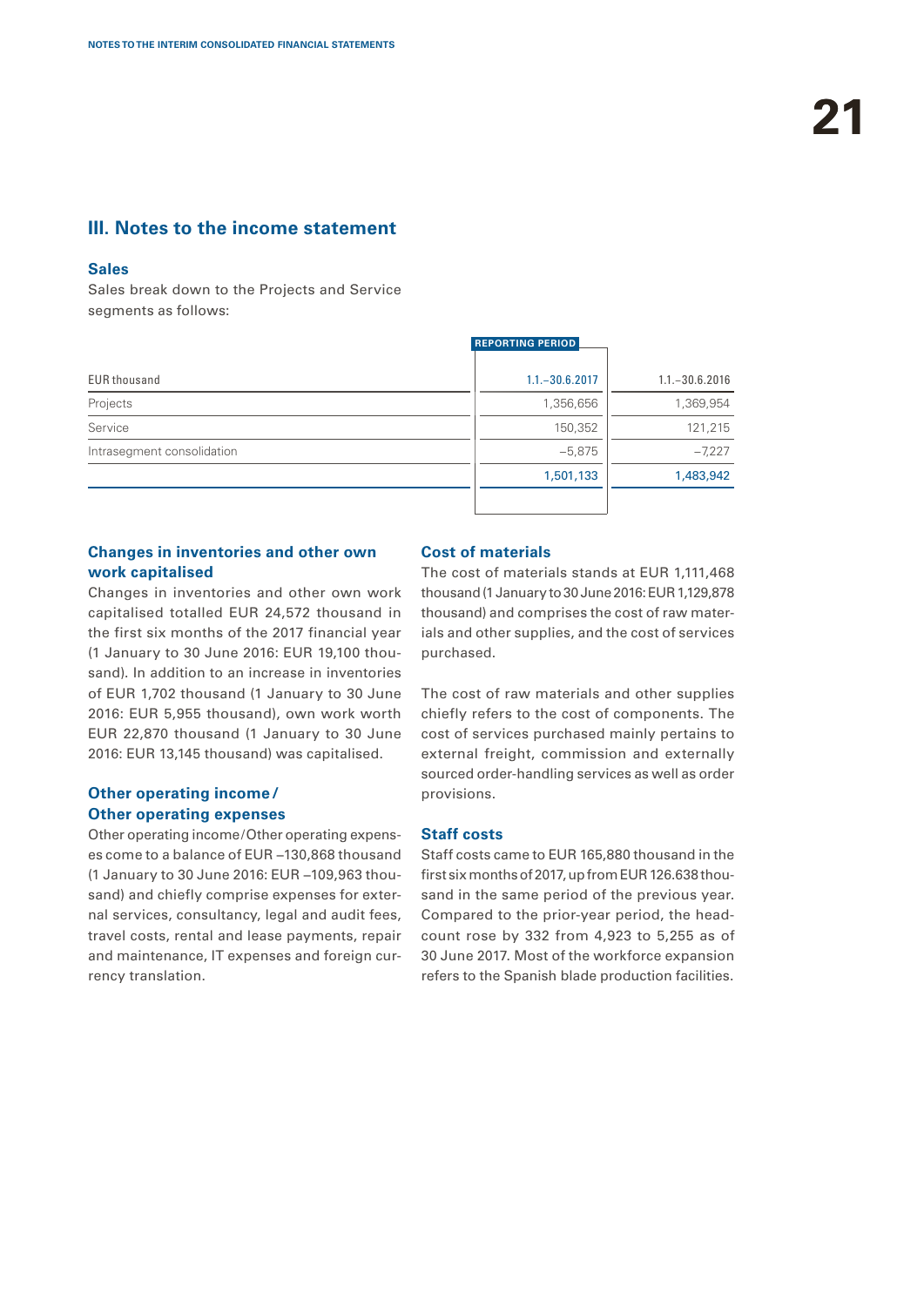## III. Notes to the income statement

### Sales

Sales break down to the Projects and Service segments as follows:

| EUR thousand | REPORTING PERIOD 1.1.–30.6.2017 | 1.1.–30.6.2016 |
|---|---|---|
| Projects | 1,356,656 | 1,369,954 |
| Service | 150,352 | 121,215 |
| Intrasegment consolidation | –5,875 | –7,227 |
| | 1,501,133 | 1,483,942 |

### Changes in inventories and other own work capitalised

Changes in inventories and other own work capitalised totalled EUR 24,572 thousand in the first six months of the 2017 financial year (1 January to 30 June 2016: EUR 19,100 thousand). In addition to an increase in inventories of EUR 1,702 thousand (1 January to 30 June 2016: EUR 5,955 thousand), own work worth EUR 22,870 thousand (1 January to 30 June 2016: EUR 13,145 thousand) was capitalised.

### Other operating income / Other operating expenses

Other operating income/Other operating expenses come to a balance of EUR –130,868 thousand (1 January to 30 June 2016: EUR –109,963 thousand) and chiefly comprise expenses for external services, consultancy, legal and audit fees, travel costs, rental and lease payments, repair and maintenance, IT expenses and foreign currency translation.

### Cost of materials

The cost of materials stands at EUR 1,111,468 thousand (1 January to 30 June 2016: EUR 1,129,878 thousand) and comprises the cost of raw materials and other supplies, and the cost of services purchased.

The cost of raw materials and other supplies chiefly refers to the cost of components. The cost of services purchased mainly pertains to external freight, commission and externally sourced order-handling services as well as order provisions.

### Staff costs

Staff costs came to EUR 165,880 thousand in the first six months of 2017, up from EUR 126.638 thousand in the same period of the previous year. Compared to the prior-year period, the headcount rose by 332 from 4,923 to 5,255 as of 30 June 2017. Most of the workforce expansion refers to the Spanish blade production facilities.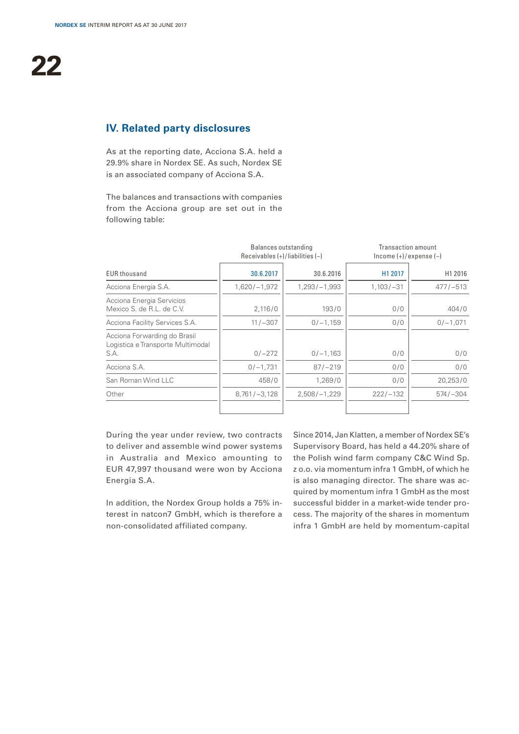## IV. Related party disclosures

As at the reporting date, Acciona S.A. held a 29.9% share in Nordex SE. As such, Nordex SE is an associated company of Acciona S.A.

The balances and transactions with companies from the Acciona group are set out in the following table:

| | Balances outstanding Receivables (+)/liabilities (–) | | Transaction amount Income (+)/expense (–) | |
|---|---|---|---|---|
| EUR thousand | 30.6.2017 | 30.6.2016 | H1 2017 | H1 2016 |
| Acciona Energia S.A. | 1,620/–1,972 | 1,293/–1,993 | 1,103/–31 | 477/–513 |
| Acciona Energia Servicios Mexico S. de R.L. de C.V. | 2,116/0 | 193/0 | 0/0 | 404/0 |
| Acciona Facility Services S.A. | 11/–307 | 0/–1,159 | 0/0 | 0/–1,071 |
| Acciona Forwarding do Brasil Logistica e Transporte Multimodal S.A. | 0/–272 | 0/–1,163 | 0/0 | 0/0 |
| Acciona S.A. | 0/–1,731 | 87/–219 | 0/0 | 0/0 |
| San Roman Wind LLC | 458/0 | 1,269/0 | 0/0 | 20,253/0 |
| Other | 8,761/–3,128 | 2,508/–1,229 | 222/–132 | 574/–304 |

During the year under review, two contracts to deliver and assemble wind power systems in Australia and Mexico amounting to EUR 47,997 thousand were won by Acciona Energia S.A.

In addition, the Nordex Group holds a 75% interest in natcon7 GmbH, which is therefore a non-consolidated affiliated company.

Since 2014, Jan Klatten, a member of Nordex SE's Supervisory Board, has held a 44.20% share of the Polish wind farm company C&C Wind Sp. z o.o. via momentum infra 1 GmbH, of which he is also managing director. The share was acquired by momentum infra 1 GmbH as the most successful bidder in a market-wide tender process. The majority of the shares in momentum infra 1 GmbH are held by momentum-capital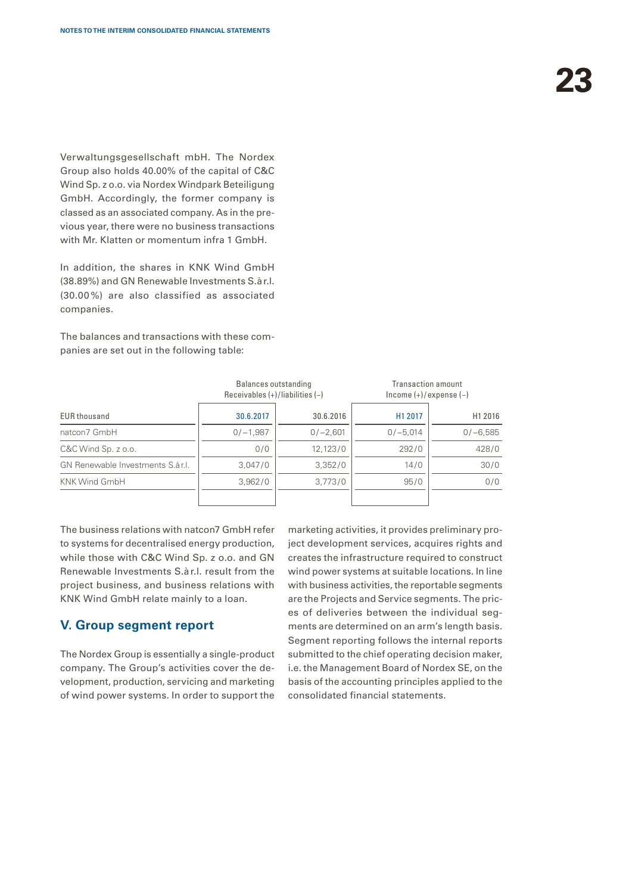Verwaltungsgesellschaft mbH. The Nordex Group also holds 40.00% of the capital of C&C Wind Sp. z o.o. via Nordex Windpark Beteiligung GmbH. Accordingly, the former company is classed as an associated company. As in the previous year, there were no business transactions with Mr. Klatten or momentum infra 1 GmbH.

In addition, the shares in KNK Wind GmbH (38.89%) and GN Renewable Investments S.à r.l. (30.00 %) are also classified as associated companies.

The balances and transactions with these companies are set out in the following table:

| | Balances outstanding Receivables (+)/liabilities (–) | | Transaction amount Income (+)/expense (–) | |
|---|---|---|---|---|
| EUR thousand | 30.6.2017 | 30.6.2016 | H1 2017 | H1 2016 |
| natcon7 GmbH | 0/–1,987 | 0/–2,601 | 0/–5,014 | 0/–6,585 |
| C&C Wind Sp. z o.o. | 0/0 | 12,123/0 | 292/0 | 428/0 |
| GN Renewable Investments S.à r.l. | 3,047/0 | 3,352/0 | 14/0 | 30/0 |
| KNK Wind GmbH | 3,962/0 | 3,773/0 | 95/0 | 0/0 |

The business relations with natcon7 GmbH refer to systems for decentralised energy production, while those with C&C Wind Sp. z o.o. and GN Renewable Investments S.à r.l. result from the project business, and business relations with KNK Wind GmbH relate mainly to a loan.

## V. Group segment report

The Nordex Group is essentially a single-product company. The Group's activities cover the development, production, servicing and marketing of wind power systems. In order to support the marketing activities, it provides preliminary project development services, acquires rights and creates the infrastructure required to construct wind power systems at suitable locations. In line with business activities, the reportable segments are the Projects and Service segments. The prices of deliveries between the individual segments are determined on an arm's length basis. Segment reporting follows the internal reports submitted to the chief operating decision maker, i.e. the Management Board of Nordex SE, on the basis of the accounting principles applied to the consolidated financial statements.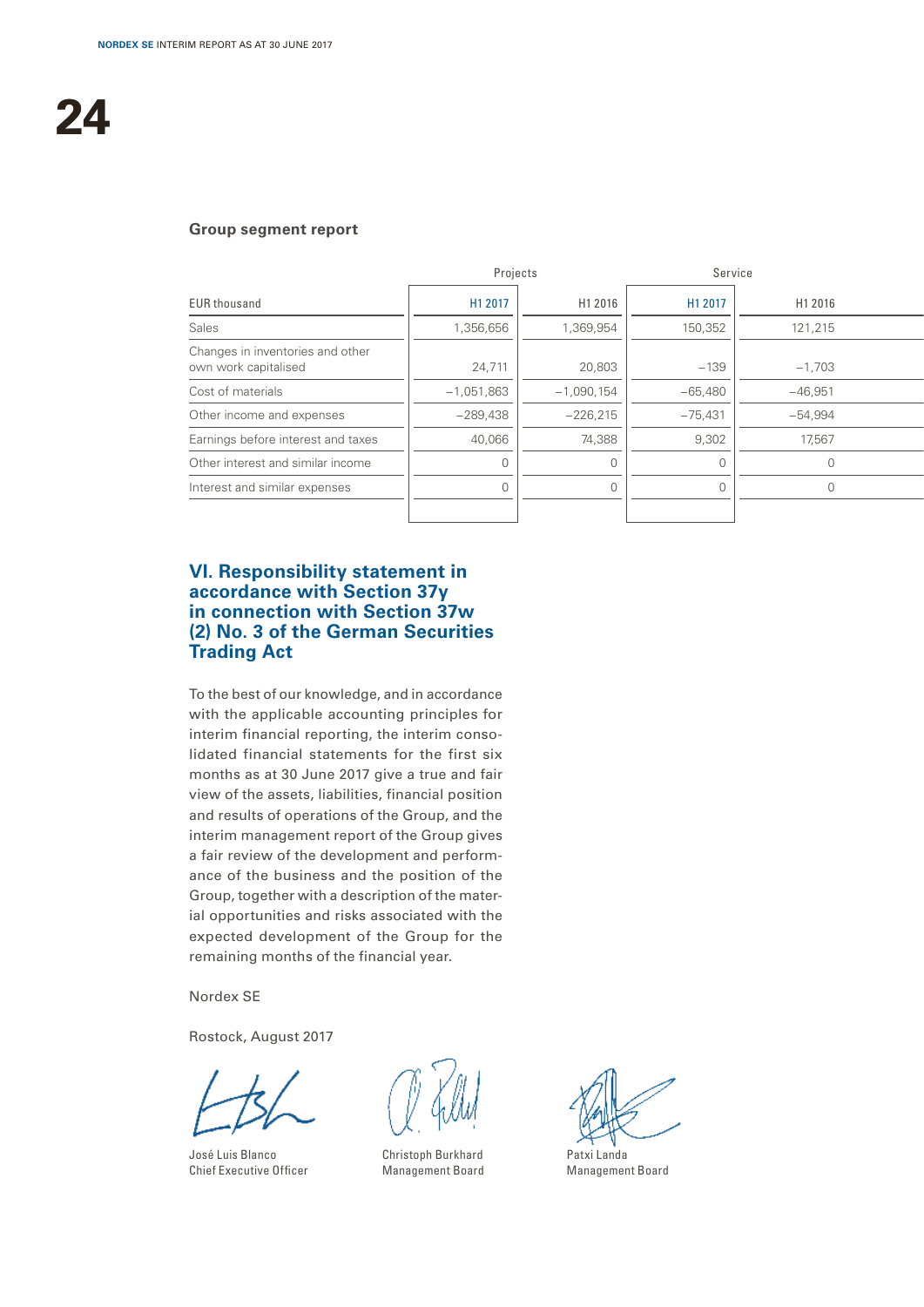## Group segment report

| EUR thousand | Projects | | Service | |
|---|---|---|---|---|
| | H1 2017 | H1 2016 | H1 2017 | H1 2016 |
| Sales | 1,356,656 | 1,369,954 | 150,352 | 121,215 |
| Changes in inventories and other own work capitalised | 24,711 | 20,803 | –139 | –1,703 |
| Cost of materials | –1,051,863 | –1,090,154 | –65,480 | –46,951 |
| Other income and expenses | –289,438 | –226,215 | –75,431 | –54,994 |
| Earnings before interest and taxes | 40,066 | 74,388 | 9,302 | 17,567 |
| Other interest and similar income | 0 | 0 | 0 | 0 |
| Interest and similar expenses | 0 | 0 | 0 | 0 |

## VI. Responsibility statement in accordance with Section 37y in connection with Section 37w (2) No. 3 of the German Securities Trading Act

To the best of our knowledge, and in accordance with the applicable accounting principles for interim financial reporting, the interim consolidated financial statements for the first six months as at 30 June 2017 give a true and fair view of the assets, liabilities, financial position and results of operations of the Group, and the interim management report of the Group gives a fair review of the development and performance of the business and the position of the Group, together with a description of the material opportunities and risks associated with the expected development of the Group for the remaining months of the financial year.

Nordex SE

Rostock, August 2017

José Luis Blanco
Chief Executive Officer

Christoph Burkhard
Management Board

Patxi Landa
Management Board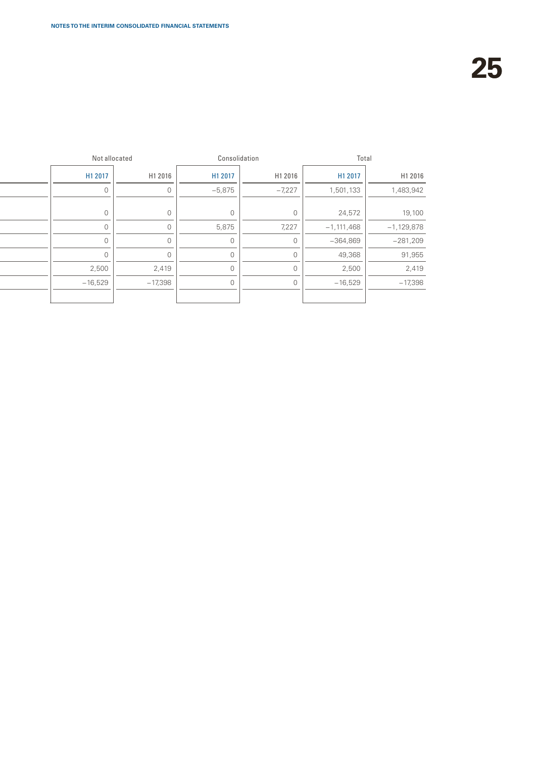| | Not allocated | | Consolidation | | Total | |
|---|---|---|---|---|---|---|
| | H1 2017 | H1 2016 | H1 2017 | H1 2016 | H1 2017 | H1 2016 |
| | 0 | 0 | −5,875 | −7,227 | 1,501,133 | 1,483,942 |
| | 0 | 0 | 0 | 0 | 24,572 | 19,100 |
| | 0 | 0 | 5,875 | 7,227 | −1,111,468 | −1,129,878 |
| | 0 | 0 | 0 | 0 | −364,869 | −281,209 |
| | 0 | 0 | 0 | 0 | 49,368 | 91,955 |
| | 2,500 | 2,419 | 0 | 0 | 2,500 | 2,419 |
| | −16,529 | −17,398 | 0 | 0 | −16,529 | −17,398 |
| | | | | | | |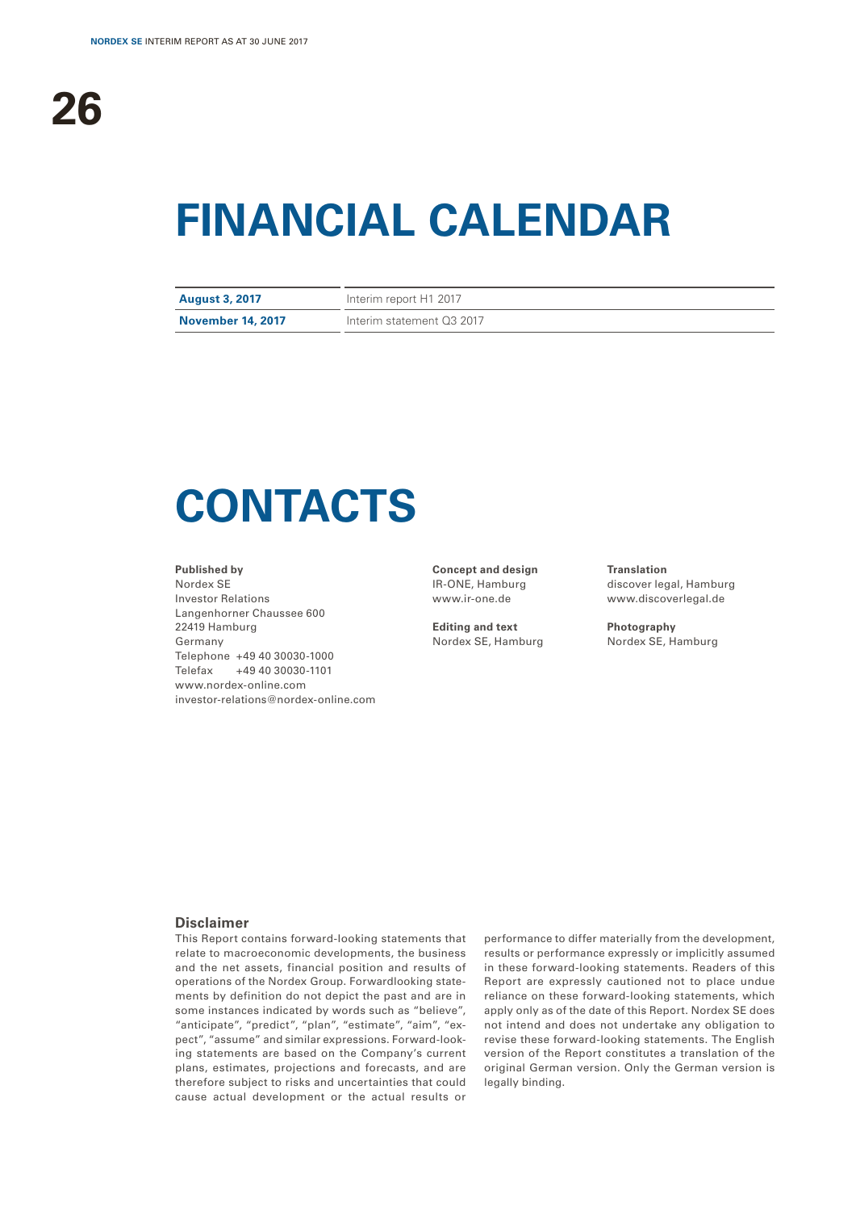# FINANCIAL CALENDAR

| | |
|---|---|
| **August 3, 2017** | Interim report H1 2017 |
| **November 14, 2017** | Interim statement Q3 2017 |

# CONTACTS

**Published by**
Nordex SE
Investor Relations
Langenhorner Chaussee 600
22419 Hamburg
Germany
Telephone +49 40 30030-1000
Telefax +49 40 30030-1101
www.nordex-online.com
investor-relations@nordex-online.com

**Concept and design**
IR-ONE, Hamburg
www.ir-one.de

**Editing and text**
Nordex SE, Hamburg

**Translation**
discover legal, Hamburg
www.discoverlegal.de

**Photography**
Nordex SE, Hamburg

### Disclaimer

This Report contains forward-looking statements that relate to macroeconomic developments, the business and the net assets, financial position and results of operations of the Nordex Group. Forwardlooking statements by definition do not depict the past and are in some instances indicated by words such as "believe", "anticipate", "predict", "plan", "estimate", "aim", "expect", "assume" and similar expressions. Forward-looking statements are based on the Company's current plans, estimates, projections and forecasts, and are therefore subject to risks and uncertainties that could cause actual development or the actual results or performance to differ materially from the development, results or performance expressly or implicitly assumed in these forward-looking statements. Readers of this Report are expressly cautioned not to place undue reliance on these forward-looking statements, which apply only as of the date of this Report. Nordex SE does not intend and does not undertake any obligation to revise these forward-looking statements. The English version of the Report constitutes a translation of the original German version. Only the German version is legally binding.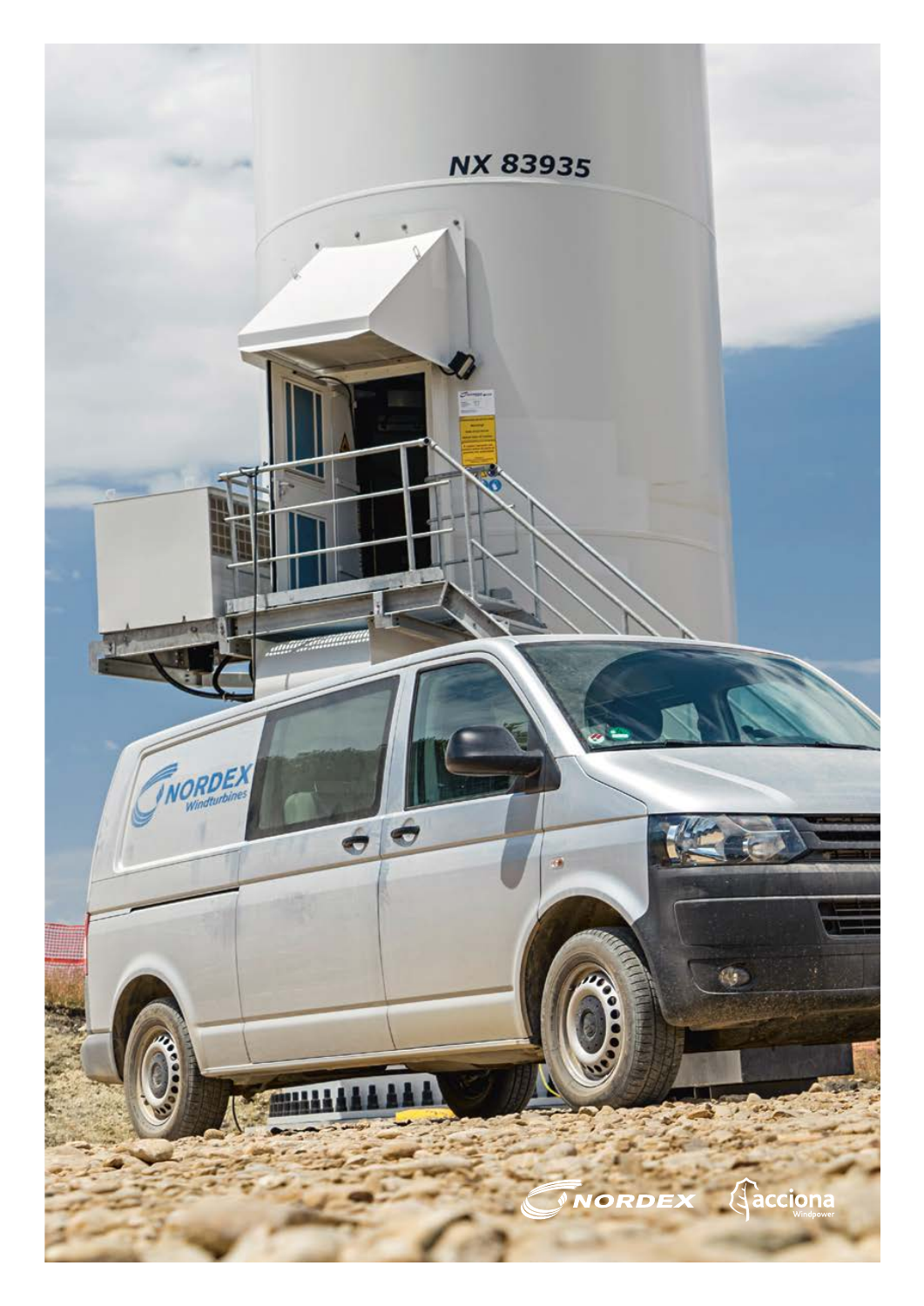NORDEX

acciona Windpower